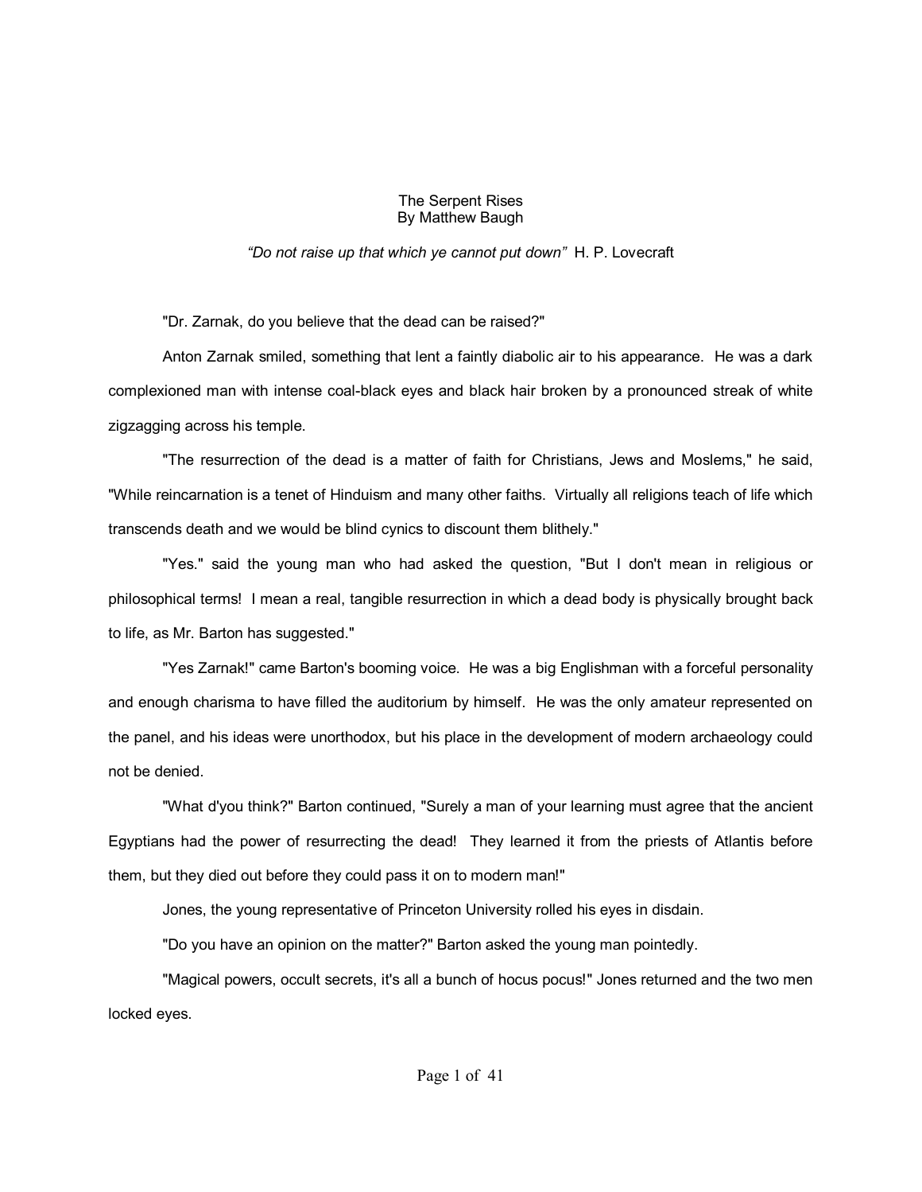# The Serpent Rises
By Matthew Baugh

*"Do not raise up that which ye cannot put down"* H. P. Lovecraft

"Dr. Zarnak, do you believe that the dead can be raised?"

Anton Zarnak smiled, something that lent a faintly diabolic air to his appearance. He was a dark complexioned man with intense coal-black eyes and black hair broken by a pronounced streak of white zigzagging across his temple.

"The resurrection of the dead is a matter of faith for Christians, Jews and Moslems," he said, "While reincarnation is a tenet of Hinduism and many other faiths. Virtually all religions teach of life which transcends death and we would be blind cynics to discount them blithely."

"Yes." said the young man who had asked the question, "But I don't mean in religious or philosophical terms! I mean a real, tangible resurrection in which a dead body is physically brought back to life, as Mr. Barton has suggested."

"Yes Zarnak!" came Barton's booming voice. He was a big Englishman with a forceful personality and enough charisma to have filled the auditorium by himself. He was the only amateur represented on the panel, and his ideas were unorthodox, but his place in the development of modern archaeology could not be denied.

"What d'you think?" Barton continued, "Surely a man of your learning must agree that the ancient Egyptians had the power of resurrecting the dead! They learned it from the priests of Atlantis before them, but they died out before they could pass it on to modern man!"

Jones, the young representative of Princeton University rolled his eyes in disdain.

"Do you have an opinion on the matter?" Barton asked the young man pointedly.

"Magical powers, occult secrets, it's all a bunch of hocus pocus!" Jones returned and the two men locked eyes.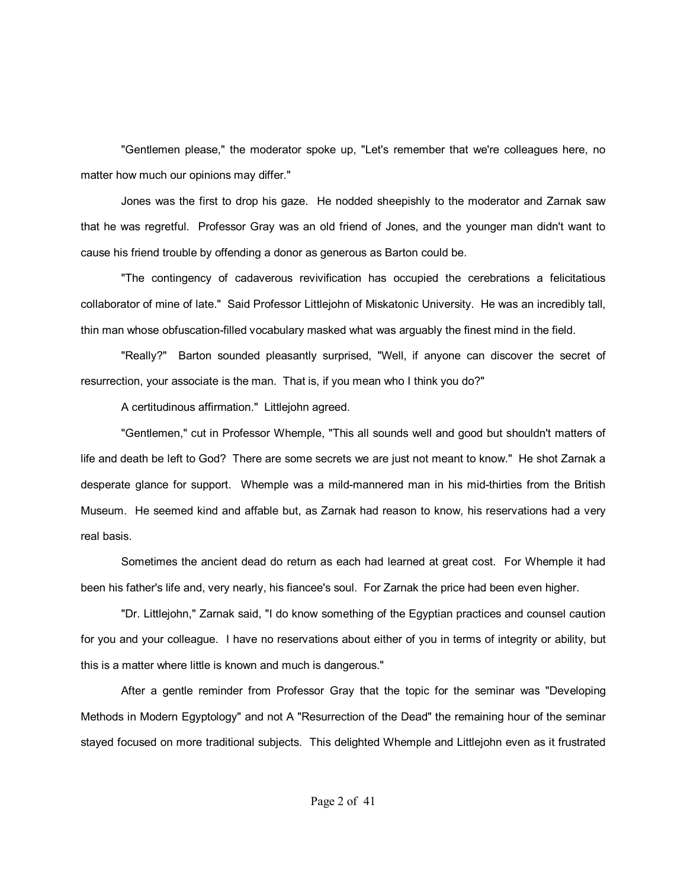"Gentlemen please," the moderator spoke up, "Let's remember that we're colleagues here, no matter how much our opinions may differ."

Jones was the first to drop his gaze. He nodded sheepishly to the moderator and Zarnak saw that he was regretful. Professor Gray was an old friend of Jones, and the younger man didn't want to cause his friend trouble by offending a donor as generous as Barton could be.

"The contingency of cadaverous revivification has occupied the cerebrations a felicitatious collaborator of mine of late." Said Professor Littlejohn of Miskatonic University. He was an incredibly tall, thin man whose obfuscation-filled vocabulary masked what was arguably the finest mind in the field.

"Really?" Barton sounded pleasantly surprised, "Well, if anyone can discover the secret of resurrection, your associate is the man. That is, if you mean who I think you do?"

A certitudinous affirmation." Littlejohn agreed.

"Gentlemen," cut in Professor Whemple, "This all sounds well and good but shouldn't matters of life and death be left to God? There are some secrets we are just not meant to know." He shot Zarnak a desperate glance for support. Whemple was a mild-mannered man in his mid-thirties from the British Museum. He seemed kind and affable but, as Zarnak had reason to know, his reservations had a very real basis.

Sometimes the ancient dead do return as each had learned at great cost. For Whemple it had been his father's life and, very nearly, his fiancee's soul. For Zarnak the price had been even higher.

"Dr. Littlejohn," Zarnak said, "I do know something of the Egyptian practices and counsel caution for you and your colleague. I have no reservations about either of you in terms of integrity or ability, but this is a matter where little is known and much is dangerous."

After a gentle reminder from Professor Gray that the topic for the seminar was "Developing Methods in Modern Egyptology" and not A "Resurrection of the Dead" the remaining hour of the seminar stayed focused on more traditional subjects. This delighted Whemple and Littlejohn even as it frustrated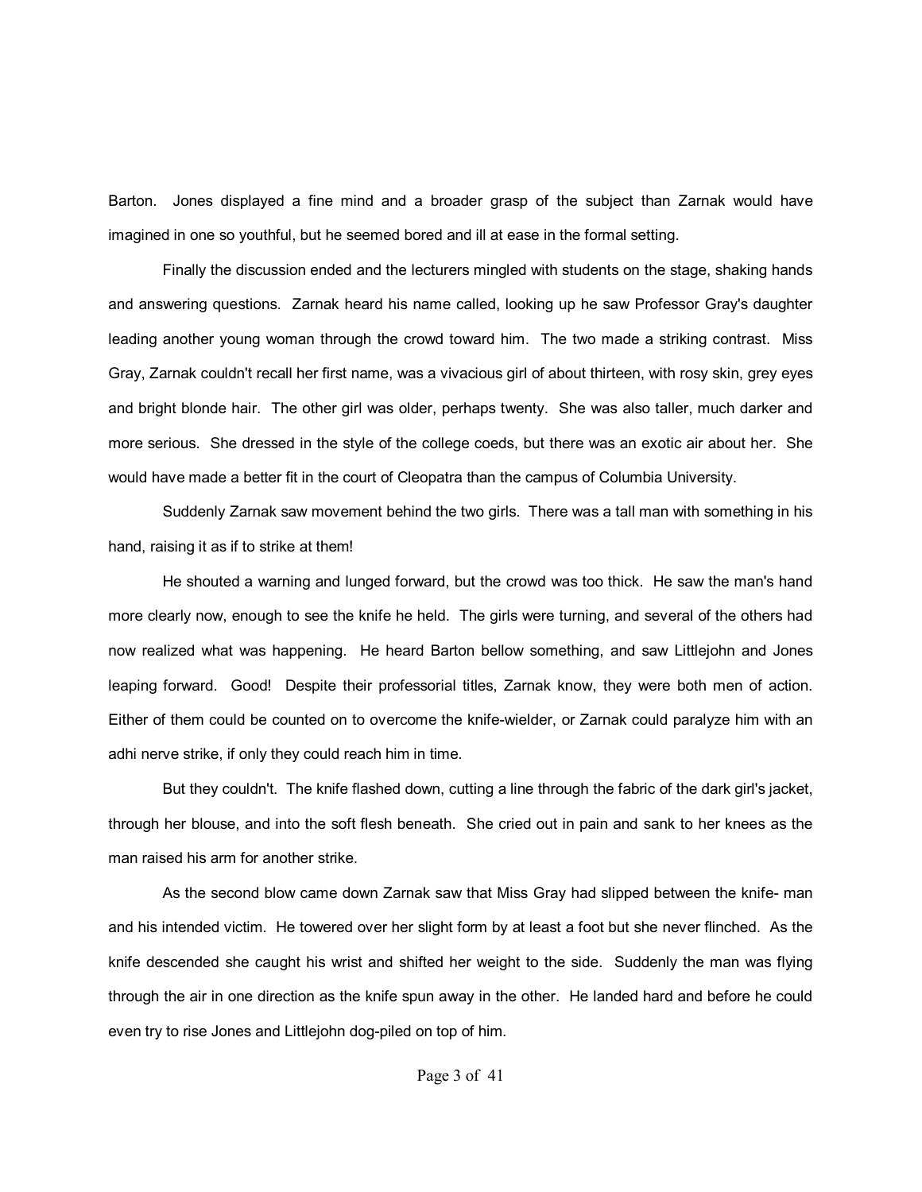Barton. Jones displayed a fine mind and a broader grasp of the subject than Zarnak would have imagined in one so youthful, but he seemed bored and ill at ease in the formal setting.

Finally the discussion ended and the lecturers mingled with students on the stage, shaking hands and answering questions. Zarnak heard his name called, looking up he saw Professor Gray's daughter leading another young woman through the crowd toward him. The two made a striking contrast. Miss Gray, Zarnak couldn't recall her first name, was a vivacious girl of about thirteen, with rosy skin, grey eyes and bright blonde hair. The other girl was older, perhaps twenty. She was also taller, much darker and more serious. She dressed in the style of the college coeds, but there was an exotic air about her. She would have made a better fit in the court of Cleopatra than the campus of Columbia University.

Suddenly Zarnak saw movement behind the two girls. There was a tall man with something in his hand, raising it as if to strike at them!

He shouted a warning and lunged forward, but the crowd was too thick. He saw the man's hand more clearly now, enough to see the knife he held. The girls were turning, and several of the others had now realized what was happening. He heard Barton bellow something, and saw Littlejohn and Jones leaping forward. Good! Despite their professorial titles, Zarnak know, they were both men of action. Either of them could be counted on to overcome the knife-wielder, or Zarnak could paralyze him with an adhi nerve strike, if only they could reach him in time.

But they couldn't. The knife flashed down, cutting a line through the fabric of the dark girl's jacket, through her blouse, and into the soft flesh beneath. She cried out in pain and sank to her knees as the man raised his arm for another strike.

As the second blow came down Zarnak saw that Miss Gray had slipped between the knife- man and his intended victim. He towered over her slight form by at least a foot but she never flinched. As the knife descended she caught his wrist and shifted her weight to the side. Suddenly the man was flying through the air in one direction as the knife spun away in the other. He landed hard and before he could even try to rise Jones and Littlejohn dog-piled on top of him.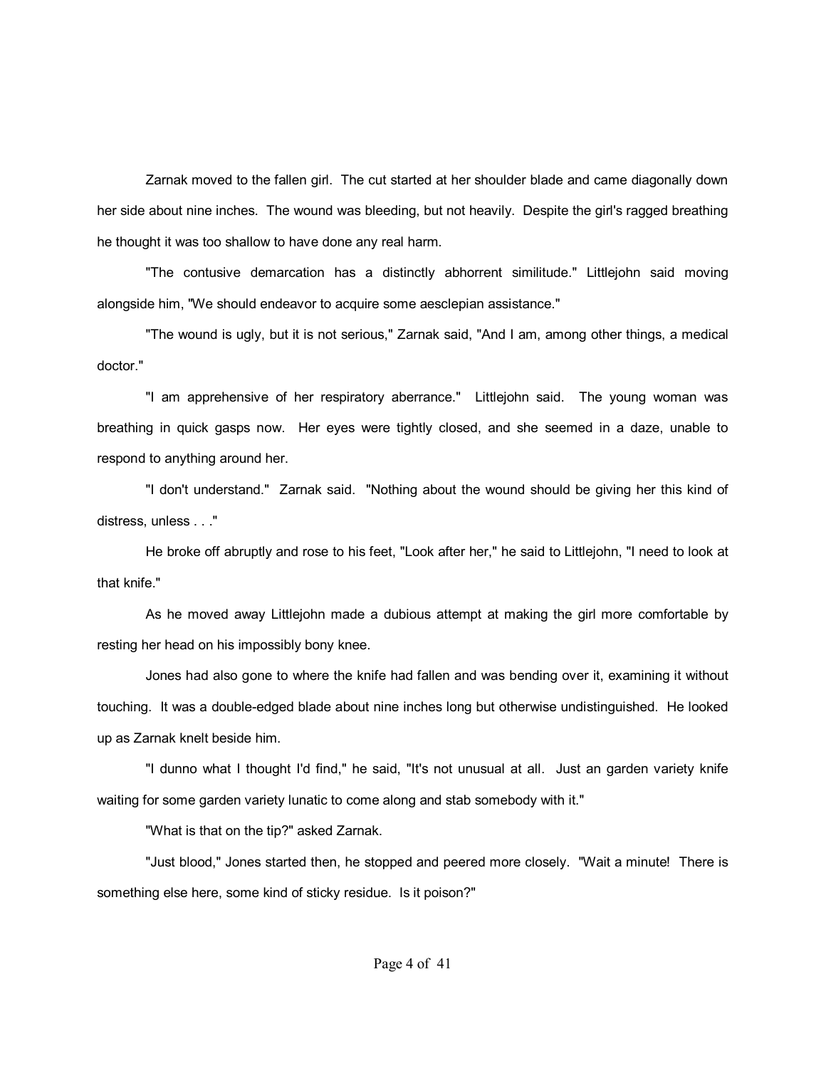Zarnak moved to the fallen girl. The cut started at her shoulder blade and came diagonally down her side about nine inches. The wound was bleeding, but not heavily. Despite the girl's ragged breathing he thought it was too shallow to have done any real harm.

"The contusive demarcation has a distinctly abhorrent similitude." Littlejohn said moving alongside him, "We should endeavor to acquire some aesclepian assistance."

"The wound is ugly, but it is not serious," Zarnak said, "And I am, among other things, a medical doctor."

"I am apprehensive of her respiratory aberrance." Littlejohn said. The young woman was breathing in quick gasps now. Her eyes were tightly closed, and she seemed in a daze, unable to respond to anything around her.

"I don't understand." Zarnak said. "Nothing about the wound should be giving her this kind of distress, unless . . ."

He broke off abruptly and rose to his feet, "Look after her," he said to Littlejohn, "I need to look at that knife."

As he moved away Littlejohn made a dubious attempt at making the girl more comfortable by resting her head on his impossibly bony knee.

Jones had also gone to where the knife had fallen and was bending over it, examining it without touching. It was a double-edged blade about nine inches long but otherwise undistinguished. He looked up as Zarnak knelt beside him.

"I dunno what I thought I'd find," he said, "It's not unusual at all. Just an garden variety knife waiting for some garden variety lunatic to come along and stab somebody with it."

"What is that on the tip?" asked Zarnak.

"Just blood," Jones started then, he stopped and peered more closely. "Wait a minute! There is something else here, some kind of sticky residue. Is it poison?"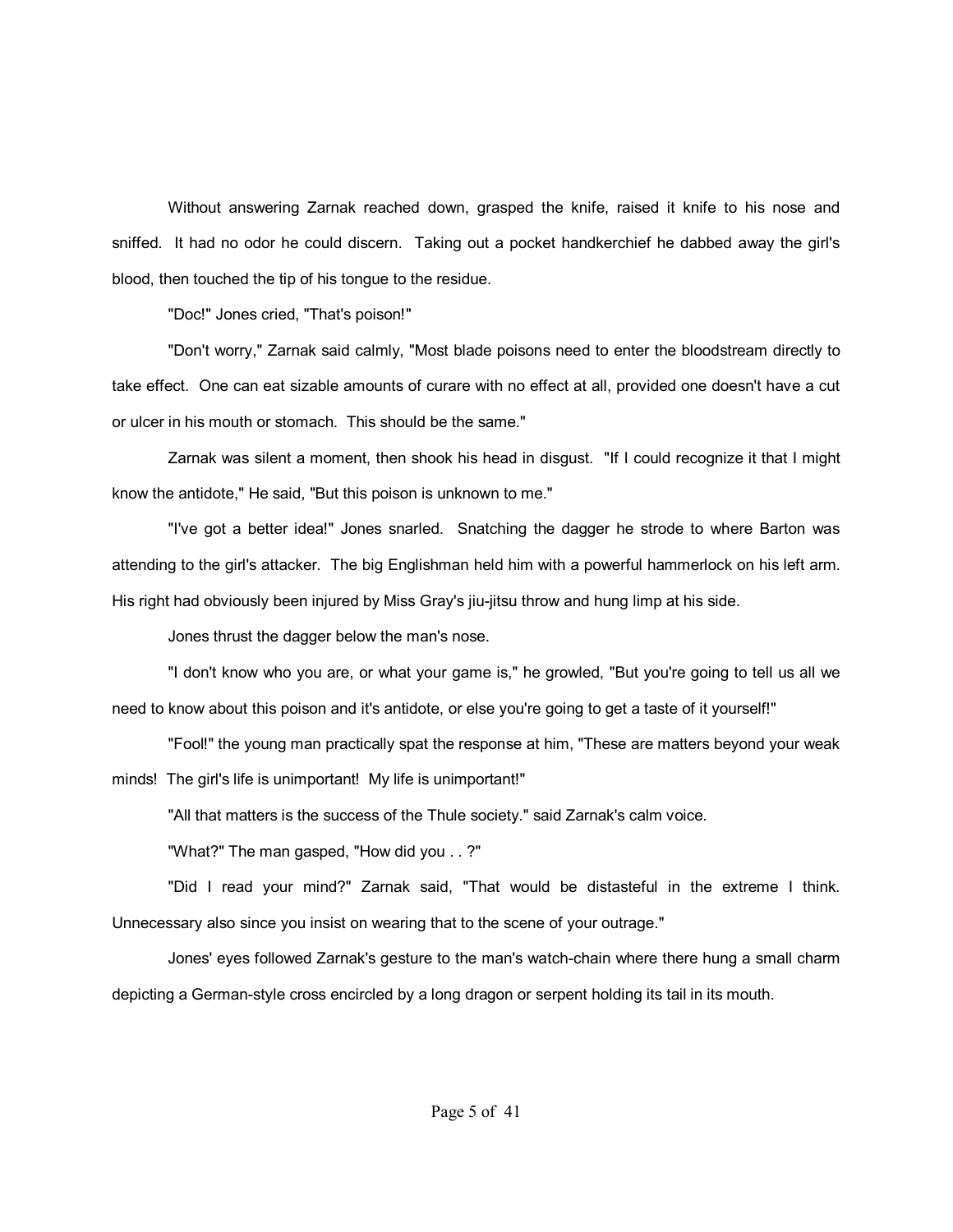Without answering Zarnak reached down, grasped the knife, raised it knife to his nose and sniffed. It had no odor he could discern. Taking out a pocket handkerchief he dabbed away the girl's blood, then touched the tip of his tongue to the residue.

"Doc!" Jones cried, "That's poison!"

"Don't worry," Zarnak said calmly, "Most blade poisons need to enter the bloodstream directly to take effect. One can eat sizable amounts of curare with no effect at all, provided one doesn't have a cut or ulcer in his mouth or stomach. This should be the same."

Zarnak was silent a moment, then shook his head in disgust. "If I could recognize it that I might know the antidote," He said, "But this poison is unknown to me."

"I've got a better idea!" Jones snarled. Snatching the dagger he strode to where Barton was attending to the girl's attacker. The big Englishman held him with a powerful hammerlock on his left arm. His right had obviously been injured by Miss Gray's jiu-jitsu throw and hung limp at his side.

Jones thrust the dagger below the man's nose.

"I don't know who you are, or what your game is," he growled, "But you're going to tell us all we need to know about this poison and it's antidote, or else you're going to get a taste of it yourself!"

"Fool!" the young man practically spat the response at him, "These are matters beyond your weak minds! The girl's life is unimportant! My life is unimportant!"

"All that matters is the success of the Thule society." said Zarnak's calm voice.

"What?" The man gasped, "How did you . . ?"

"Did I read your mind?" Zarnak said, "That would be distasteful in the extreme I think. Unnecessary also since you insist on wearing that to the scene of your outrage."

Jones' eyes followed Zarnak's gesture to the man's watch-chain where there hung a small charm depicting a German-style cross encircled by a long dragon or serpent holding its tail in its mouth.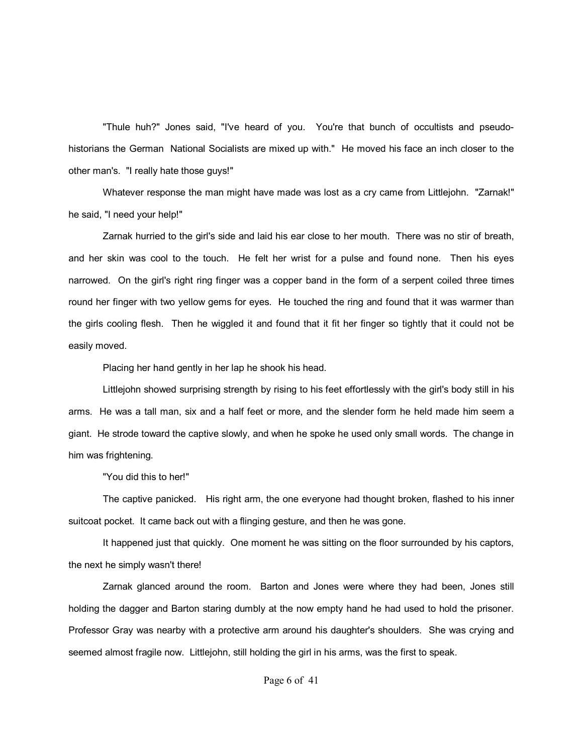"Thule huh?" Jones said, "I've heard of you. You're that bunch of occultists and pseudo-historians the German National Socialists are mixed up with." He moved his face an inch closer to the other man's. "I really hate those guys!"

Whatever response the man might have made was lost as a cry came from Littlejohn. "Zarnak!" he said, "I need your help!"

Zarnak hurried to the girl's side and laid his ear close to her mouth. There was no stir of breath, and her skin was cool to the touch. He felt her wrist for a pulse and found none. Then his eyes narrowed. On the girl's right ring finger was a copper band in the form of a serpent coiled three times round her finger with two yellow gems for eyes. He touched the ring and found that it was warmer than the girls cooling flesh. Then he wiggled it and found that it fit her finger so tightly that it could not be easily moved.

Placing her hand gently in her lap he shook his head.

Littlejohn showed surprising strength by rising to his feet effortlessly with the girl's body still in his arms. He was a tall man, six and a half feet or more, and the slender form he held made him seem a giant. He strode toward the captive slowly, and when he spoke he used only small words. The change in him was frightening.

"You did this to her!"

The captive panicked. His right arm, the one everyone had thought broken, flashed to his inner suitcoat pocket. It came back out with a flinging gesture, and then he was gone.

It happened just that quickly. One moment he was sitting on the floor surrounded by his captors, the next he simply wasn't there!

Zarnak glanced around the room. Barton and Jones were where they had been, Jones still holding the dagger and Barton staring dumbly at the now empty hand he had used to hold the prisoner. Professor Gray was nearby with a protective arm around his daughter's shoulders. She was crying and seemed almost fragile now. Littlejohn, still holding the girl in his arms, was the first to speak.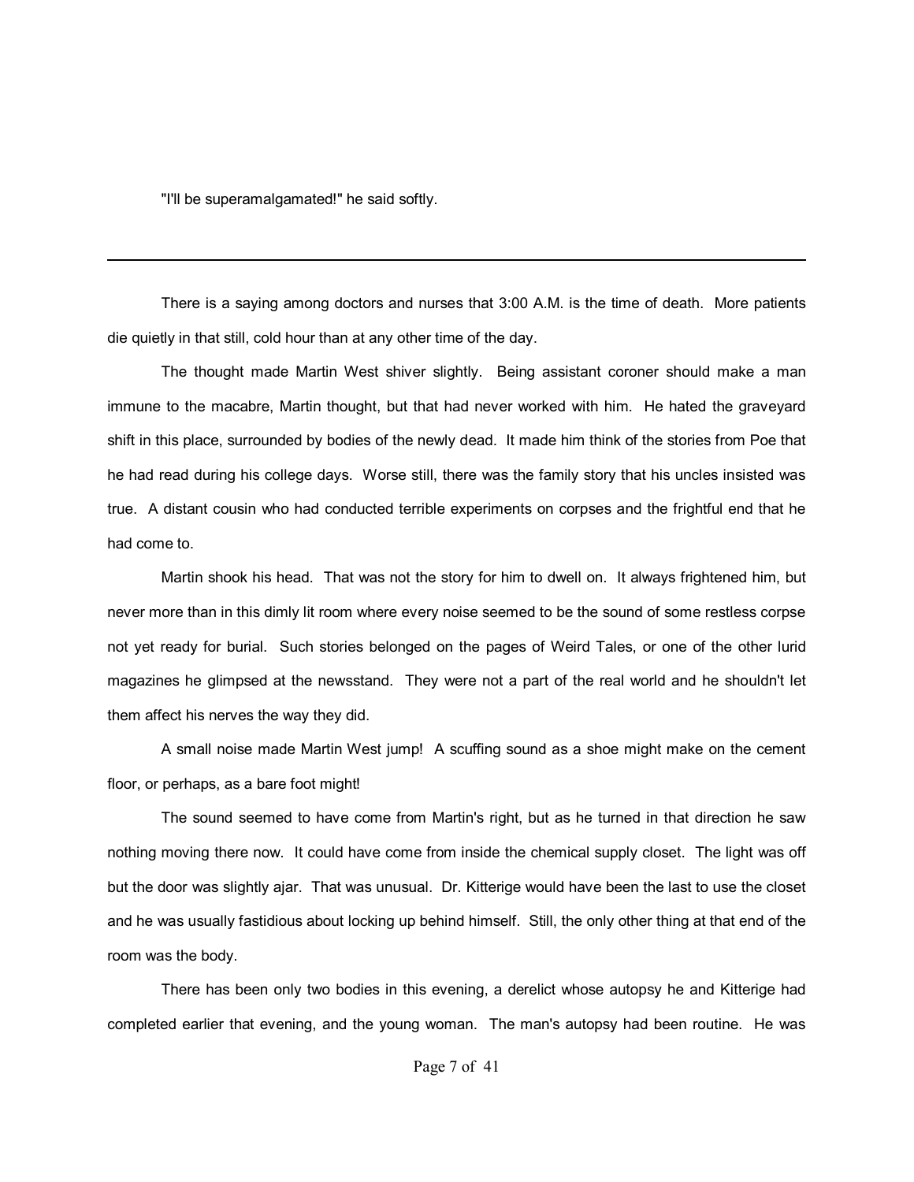"I'll be superamalgamated!" he said softly.

---

There is a saying among doctors and nurses that 3:00 A.M. is the time of death. More patients die quietly in that still, cold hour than at any other time of the day.

The thought made Martin West shiver slightly. Being assistant coroner should make a man immune to the macabre, Martin thought, but that had never worked with him. He hated the graveyard shift in this place, surrounded by bodies of the newly dead. It made him think of the stories from Poe that he had read during his college days. Worse still, there was the family story that his uncles insisted was true. A distant cousin who had conducted terrible experiments on corpses and the frightful end that he had come to.

Martin shook his head. That was not the story for him to dwell on. It always frightened him, but never more than in this dimly lit room where every noise seemed to be the sound of some restless corpse not yet ready for burial. Such stories belonged on the pages of Weird Tales, or one of the other lurid magazines he glimpsed at the newsstand. They were not a part of the real world and he shouldn't let them affect his nerves the way they did.

A small noise made Martin West jump! A scuffing sound as a shoe might make on the cement floor, or perhaps, as a bare foot might!

The sound seemed to have come from Martin's right, but as he turned in that direction he saw nothing moving there now. It could have come from inside the chemical supply closet. The light was off but the door was slightly ajar. That was unusual. Dr. Kitterige would have been the last to use the closet and he was usually fastidious about locking up behind himself. Still, the only other thing at that end of the room was the body.

There has been only two bodies in this evening, a derelict whose autopsy he and Kitterige had completed earlier that evening, and the young woman. The man's autopsy had been routine. He was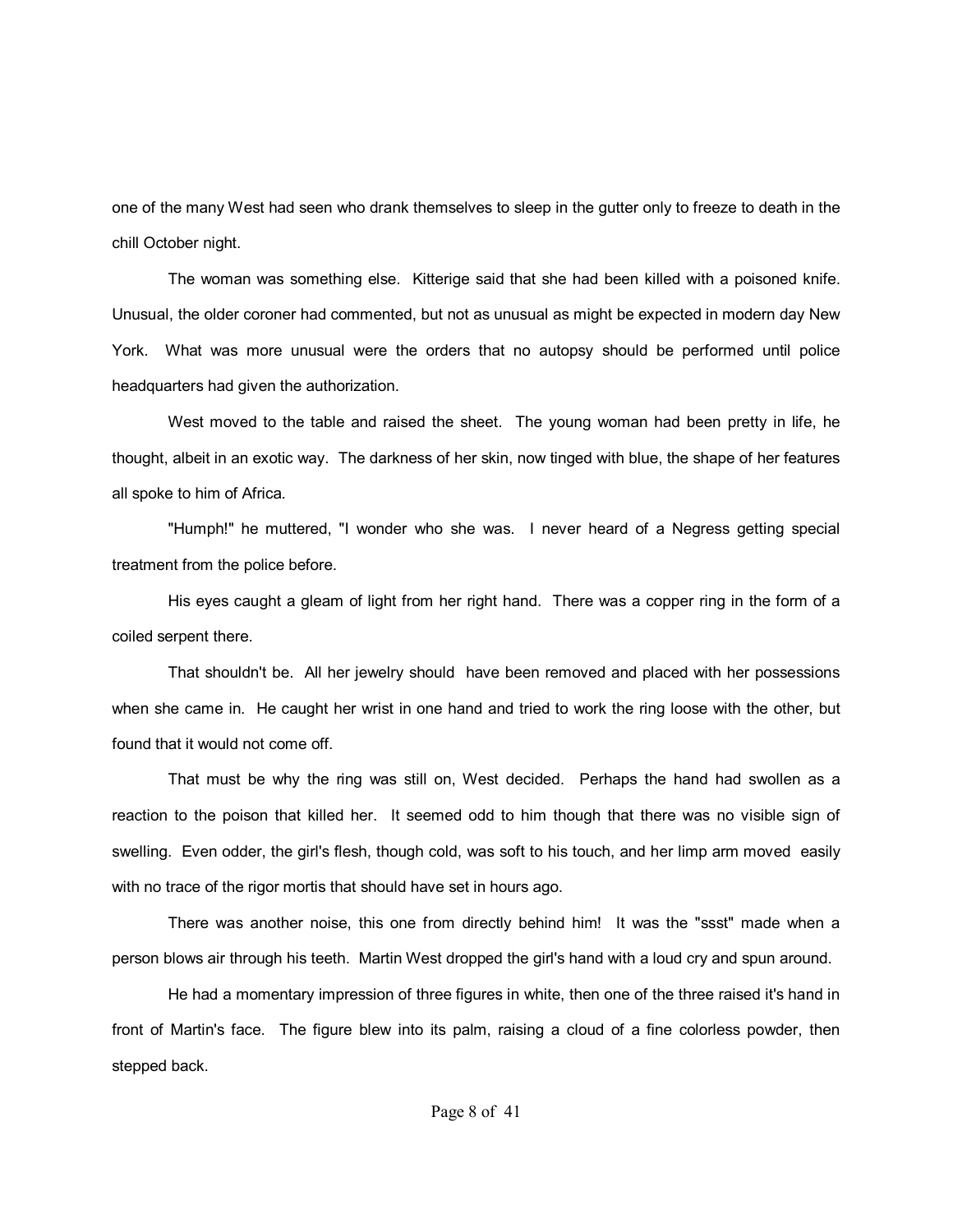one of the many West had seen who drank themselves to sleep in the gutter only to freeze to death in the chill October night.

The woman was something else. Kitterige said that she had been killed with a poisoned knife. Unusual, the older coroner had commented, but not as unusual as might be expected in modern day New York. What was more unusual were the orders that no autopsy should be performed until police headquarters had given the authorization.

West moved to the table and raised the sheet. The young woman had been pretty in life, he thought, albeit in an exotic way. The darkness of her skin, now tinged with blue, the shape of her features all spoke to him of Africa.

"Humph!" he muttered, "I wonder who she was. I never heard of a Negress getting special treatment from the police before.

His eyes caught a gleam of light from her right hand. There was a copper ring in the form of a coiled serpent there.

That shouldn't be. All her jewelry should have been removed and placed with her possessions when she came in. He caught her wrist in one hand and tried to work the ring loose with the other, but found that it would not come off.

That must be why the ring was still on, West decided. Perhaps the hand had swollen as a reaction to the poison that killed her. It seemed odd to him though that there was no visible sign of swelling. Even odder, the girl's flesh, though cold, was soft to his touch, and her limp arm moved easily with no trace of the rigor mortis that should have set in hours ago.

There was another noise, this one from directly behind him! It was the "ssst" made when a person blows air through his teeth. Martin West dropped the girl's hand with a loud cry and spun around.

He had a momentary impression of three figures in white, then one of the three raised it's hand in front of Martin's face. The figure blew into its palm, raising a cloud of a fine colorless powder, then stepped back.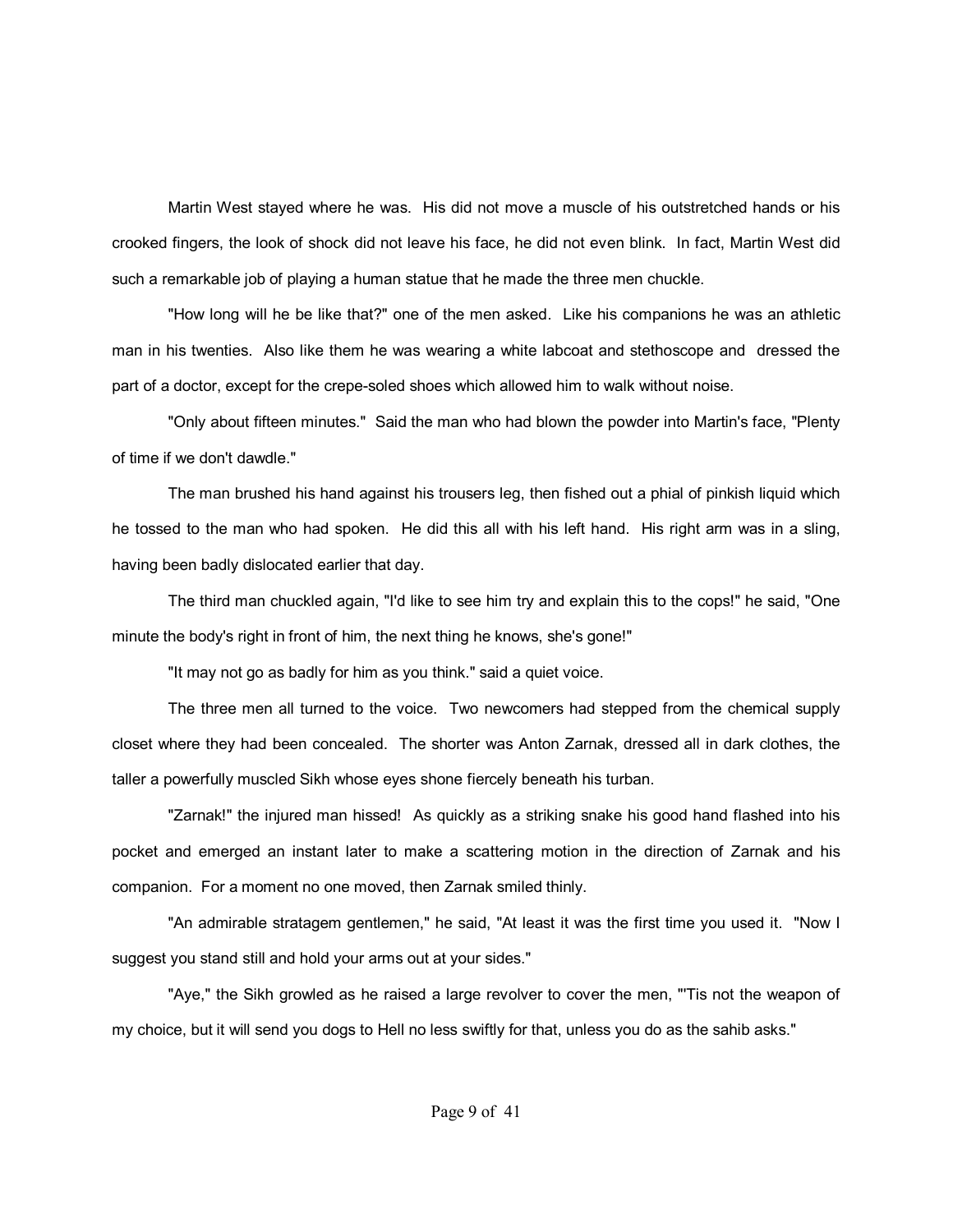Martin West stayed where he was. His did not move a muscle of his outstretched hands or his crooked fingers, the look of shock did not leave his face, he did not even blink. In fact, Martin West did such a remarkable job of playing a human statue that he made the three men chuckle.

"How long will he be like that?" one of the men asked. Like his companions he was an athletic man in his twenties. Also like them he was wearing a white labcoat and stethoscope and dressed the part of a doctor, except for the crepe-soled shoes which allowed him to walk without noise.

"Only about fifteen minutes." Said the man who had blown the powder into Martin's face, "Plenty of time if we don't dawdle."

The man brushed his hand against his trousers leg, then fished out a phial of pinkish liquid which he tossed to the man who had spoken. He did this all with his left hand. His right arm was in a sling, having been badly dislocated earlier that day.

The third man chuckled again, "I'd like to see him try and explain this to the cops!" he said, "One minute the body's right in front of him, the next thing he knows, she's gone!"

"It may not go as badly for him as you think." said a quiet voice.

The three men all turned to the voice. Two newcomers had stepped from the chemical supply closet where they had been concealed. The shorter was Anton Zarnak, dressed all in dark clothes, the taller a powerfully muscled Sikh whose eyes shone fiercely beneath his turban.

"Zarnak!" the injured man hissed! As quickly as a striking snake his good hand flashed into his pocket and emerged an instant later to make a scattering motion in the direction of Zarnak and his companion. For a moment no one moved, then Zarnak smiled thinly.

"An admirable stratagem gentlemen," he said, "At least it was the first time you used it. "Now I suggest you stand still and hold your arms out at your sides."

"Aye," the Sikh growled as he raised a large revolver to cover the men, "'Tis not the weapon of my choice, but it will send you dogs to Hell no less swiftly for that, unless you do as the sahib asks."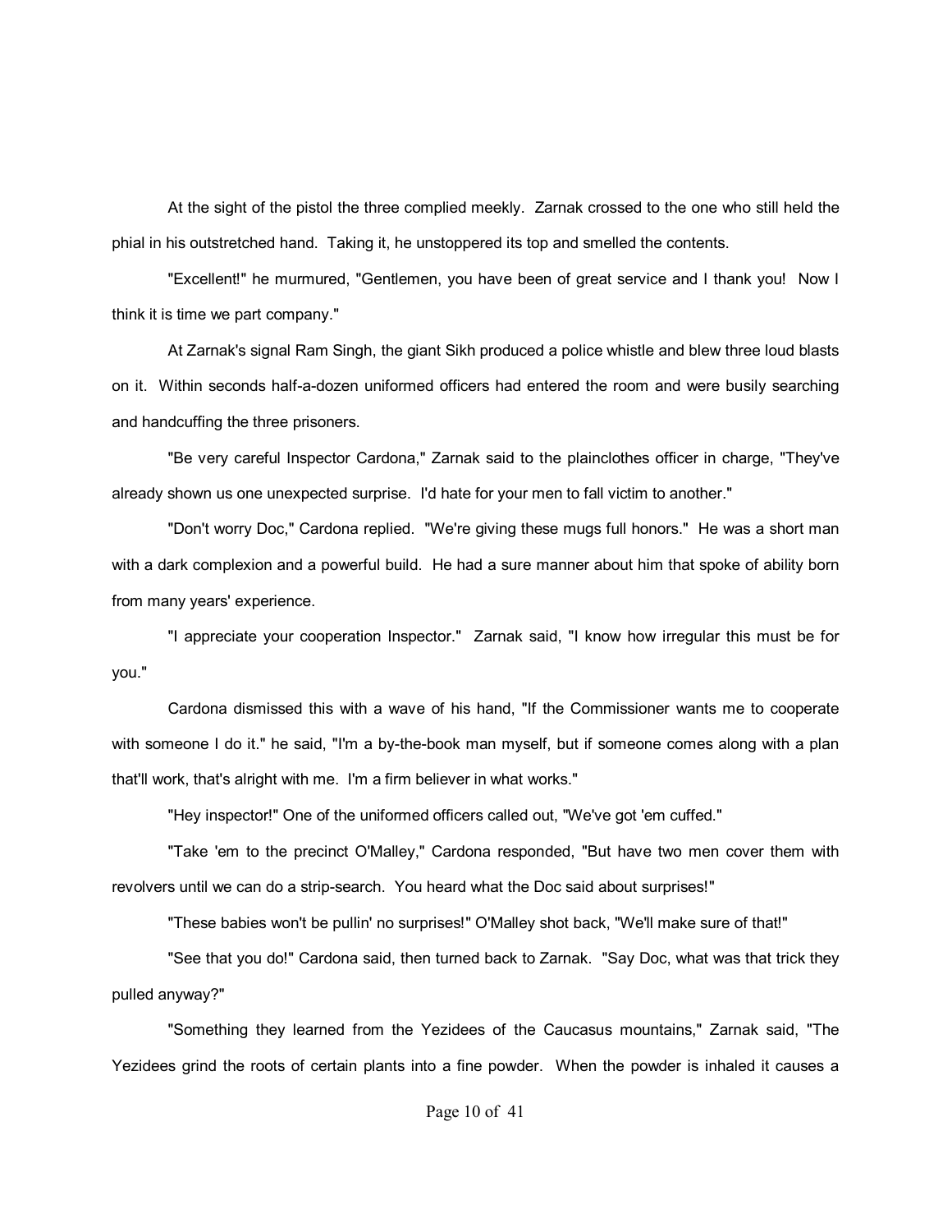At the sight of the pistol the three complied meekly. Zarnak crossed to the one who still held the phial in his outstretched hand. Taking it, he unstoppered its top and smelled the contents.

"Excellent!" he murmured, "Gentlemen, you have been of great service and I thank you! Now I think it is time we part company."

At Zarnak's signal Ram Singh, the giant Sikh produced a police whistle and blew three loud blasts on it. Within seconds half-a-dozen uniformed officers had entered the room and were busily searching and handcuffing the three prisoners.

"Be very careful Inspector Cardona," Zarnak said to the plainclothes officer in charge, "They've already shown us one unexpected surprise. I'd hate for your men to fall victim to another."

"Don't worry Doc," Cardona replied. "We're giving these mugs full honors." He was a short man with a dark complexion and a powerful build. He had a sure manner about him that spoke of ability born from many years' experience.

"I appreciate your cooperation Inspector." Zarnak said, "I know how irregular this must be for you."

Cardona dismissed this with a wave of his hand, "If the Commissioner wants me to cooperate with someone I do it." he said, "I'm a by-the-book man myself, but if someone comes along with a plan that'll work, that's alright with me. I'm a firm believer in what works."

"Hey inspector!" One of the uniformed officers called out, "We've got 'em cuffed."

"Take 'em to the precinct O'Malley," Cardona responded, "But have two men cover them with revolvers until we can do a strip-search. You heard what the Doc said about surprises!"

"These babies won't be pullin' no surprises!" O'Malley shot back, "We'll make sure of that!"

"See that you do!" Cardona said, then turned back to Zarnak. "Say Doc, what was that trick they pulled anyway?"

"Something they learned from the Yezidees of the Caucasus mountains," Zarnak said, "The Yezidees grind the roots of certain plants into a fine powder. When the powder is inhaled it causes a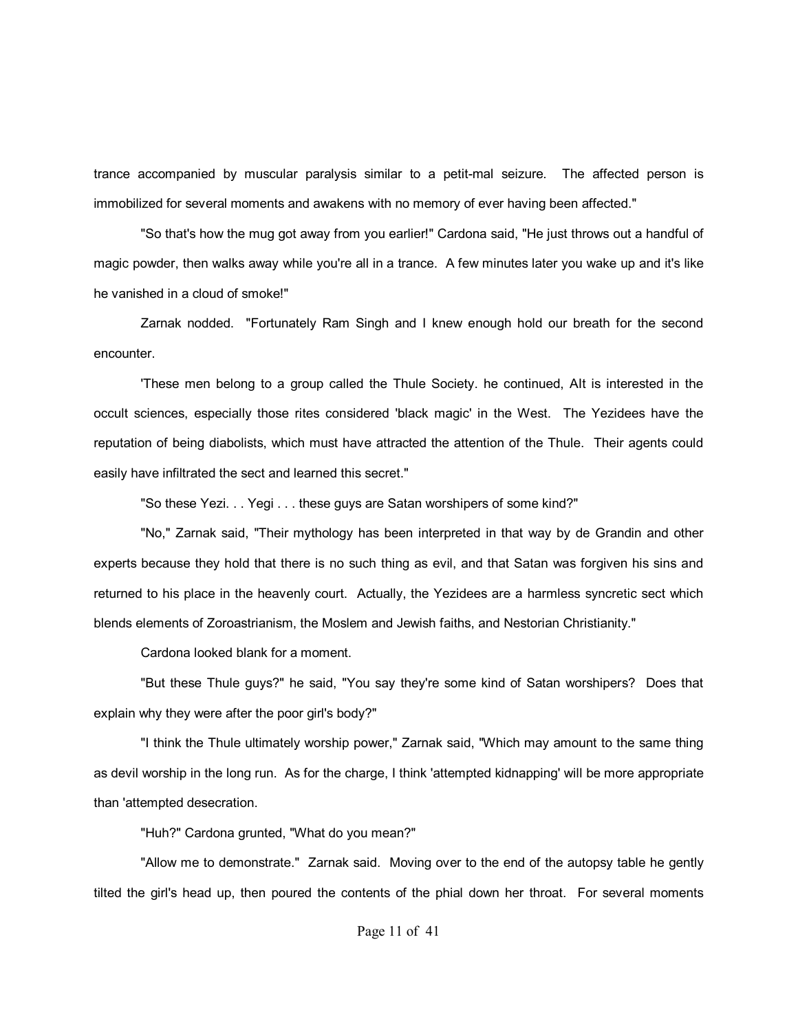trance accompanied by muscular paralysis similar to a petit-mal seizure. The affected person is immobilized for several moments and awakens with no memory of ever having been affected."

"So that's how the mug got away from you earlier!" Cardona said, "He just throws out a handful of magic powder, then walks away while you're all in a trance. A few minutes later you wake up and it's like he vanished in a cloud of smoke!"

Zarnak nodded. "Fortunately Ram Singh and I knew enough hold our breath for the second encounter.

'These men belong to a group called the Thule Society. he continued, AIt is interested in the occult sciences, especially those rites considered 'black magic' in the West. The Yezidees have the reputation of being diabolists, which must have attracted the attention of the Thule. Their agents could easily have infiltrated the sect and learned this secret."

"So these Yezi. . . Yegi . . . these guys are Satan worshipers of some kind?"

"No," Zarnak said, "Their mythology has been interpreted in that way by de Grandin and other experts because they hold that there is no such thing as evil, and that Satan was forgiven his sins and returned to his place in the heavenly court. Actually, the Yezidees are a harmless syncretic sect which blends elements of Zoroastrianism, the Moslem and Jewish faiths, and Nestorian Christianity."

Cardona looked blank for a moment.

"But these Thule guys?" he said, "You say they're some kind of Satan worshipers? Does that explain why they were after the poor girl's body?"

"I think the Thule ultimately worship power," Zarnak said, "Which may amount to the same thing as devil worship in the long run. As for the charge, I think 'attempted kidnapping' will be more appropriate than 'attempted desecration.

"Huh?" Cardona grunted, "What do you mean?"

"Allow me to demonstrate." Zarnak said. Moving over to the end of the autopsy table he gently tilted the girl's head up, then poured the contents of the phial down her throat. For several moments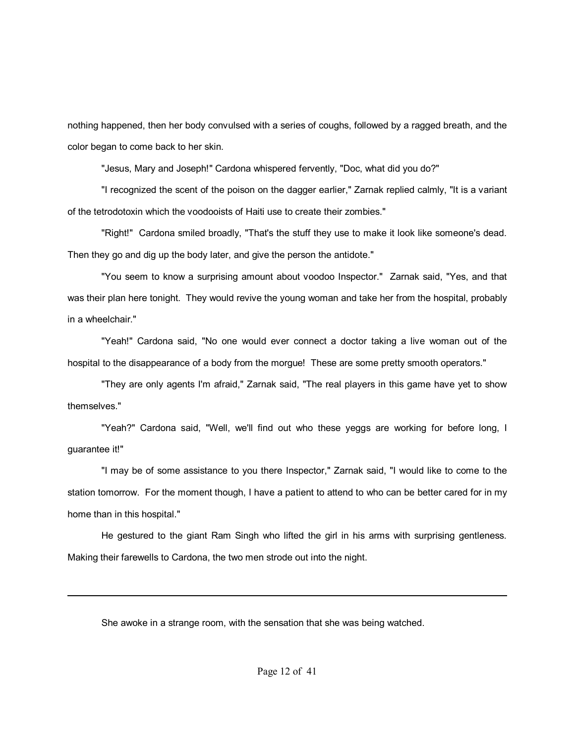nothing happened, then her body convulsed with a series of coughs, followed by a ragged breath, and the color began to come back to her skin.

"Jesus, Mary and Joseph!" Cardona whispered fervently, "Doc, what did you do?"

"I recognized the scent of the poison on the dagger earlier," Zarnak replied calmly, "It is a variant of the tetrodotoxin which the voodooists of Haiti use to create their zombies."

"Right!" Cardona smiled broadly, "That's the stuff they use to make it look like someone's dead. Then they go and dig up the body later, and give the person the antidote."

"You seem to know a surprising amount about voodoo Inspector." Zarnak said, "Yes, and that was their plan here tonight. They would revive the young woman and take her from the hospital, probably in a wheelchair."

"Yeah!" Cardona said, "No one would ever connect a doctor taking a live woman out of the hospital to the disappearance of a body from the morgue! These are some pretty smooth operators."

"They are only agents I'm afraid," Zarnak said, "The real players in this game have yet to show themselves."

"Yeah?" Cardona said, "Well, we'll find out who these yeggs are working for before long, I guarantee it!"

"I may be of some assistance to you there Inspector," Zarnak said, "I would like to come to the station tomorrow. For the moment though, I have a patient to attend to who can be better cared for in my home than in this hospital."

He gestured to the giant Ram Singh who lifted the girl in his arms with surprising gentleness. Making their farewells to Cardona, the two men strode out into the night.

---

She awoke in a strange room, with the sensation that she was being watched.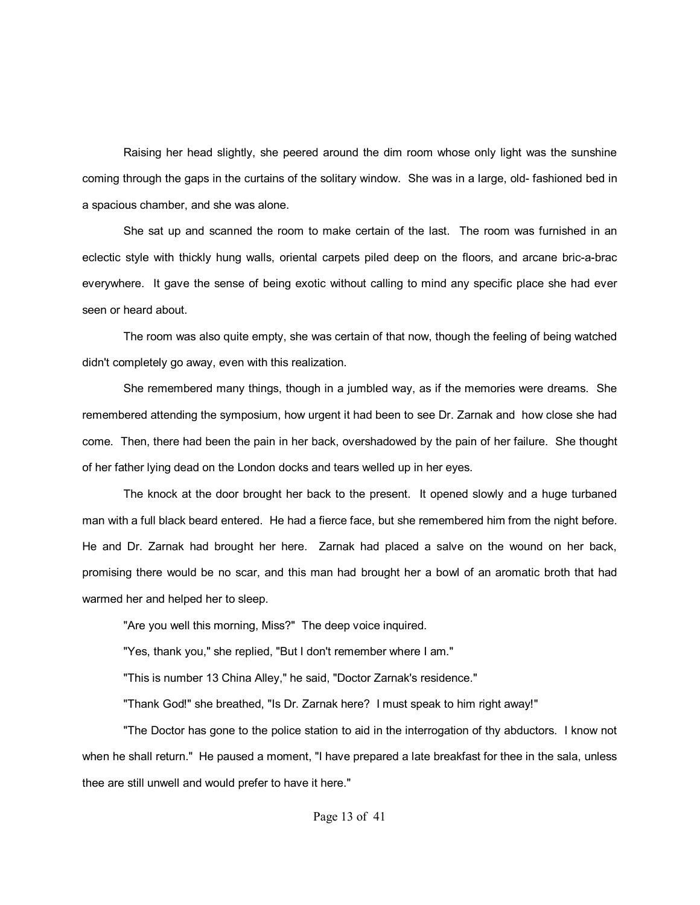Raising her head slightly, she peered around the dim room whose only light was the sunshine coming through the gaps in the curtains of the solitary window. She was in a large, old- fashioned bed in a spacious chamber, and she was alone.

She sat up and scanned the room to make certain of the last. The room was furnished in an eclectic style with thickly hung walls, oriental carpets piled deep on the floors, and arcane bric-a-brac everywhere. It gave the sense of being exotic without calling to mind any specific place she had ever seen or heard about.

The room was also quite empty, she was certain of that now, though the feeling of being watched didn't completely go away, even with this realization.

She remembered many things, though in a jumbled way, as if the memories were dreams. She remembered attending the symposium, how urgent it had been to see Dr. Zarnak and how close she had come. Then, there had been the pain in her back, overshadowed by the pain of her failure. She thought of her father lying dead on the London docks and tears welled up in her eyes.

The knock at the door brought her back to the present. It opened slowly and a huge turbaned man with a full black beard entered. He had a fierce face, but she remembered him from the night before. He and Dr. Zarnak had brought her here. Zarnak had placed a salve on the wound on her back, promising there would be no scar, and this man had brought her a bowl of an aromatic broth that had warmed her and helped her to sleep.

"Are you well this morning, Miss?" The deep voice inquired.

"Yes, thank you," she replied, "But I don't remember where I am."

"This is number 13 China Alley," he said, "Doctor Zarnak's residence."

"Thank God!" she breathed, "Is Dr. Zarnak here? I must speak to him right away!"

"The Doctor has gone to the police station to aid in the interrogation of thy abductors. I know not when he shall return." He paused a moment, "I have prepared a late breakfast for thee in the sala, unless thee are still unwell and would prefer to have it here."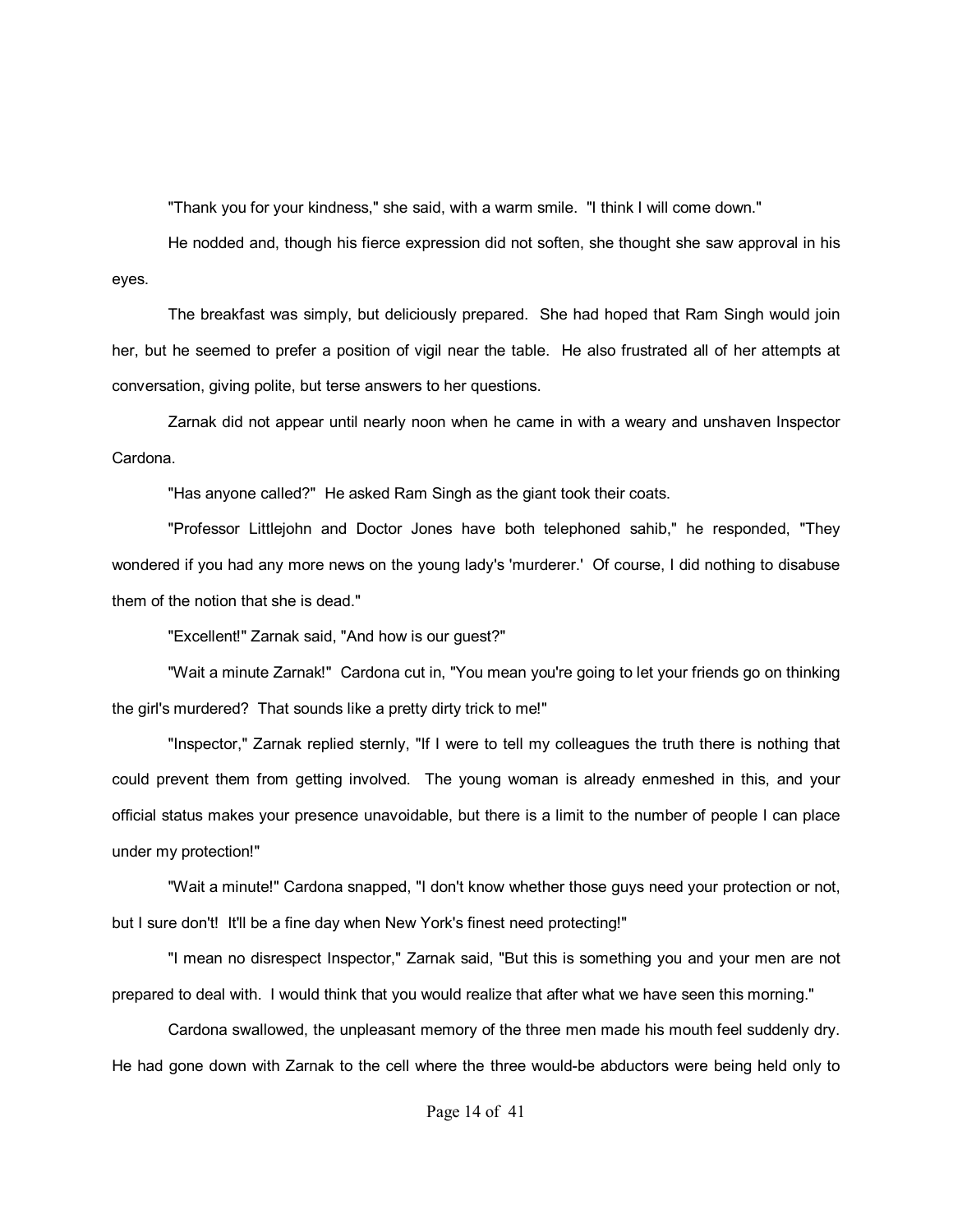"Thank you for your kindness," she said, with a warm smile. "I think I will come down."

He nodded and, though his fierce expression did not soften, she thought she saw approval in his eyes.

The breakfast was simply, but deliciously prepared. She had hoped that Ram Singh would join her, but he seemed to prefer a position of vigil near the table. He also frustrated all of her attempts at conversation, giving polite, but terse answers to her questions.

Zarnak did not appear until nearly noon when he came in with a weary and unshaven Inspector Cardona.

"Has anyone called?" He asked Ram Singh as the giant took their coats.

"Professor Littlejohn and Doctor Jones have both telephoned sahib," he responded, "They wondered if you had any more news on the young lady's 'murderer.' Of course, I did nothing to disabuse them of the notion that she is dead."

"Excellent!" Zarnak said, "And how is our guest?"

"Wait a minute Zarnak!" Cardona cut in, "You mean you're going to let your friends go on thinking the girl's murdered? That sounds like a pretty dirty trick to me!"

"Inspector," Zarnak replied sternly, "If I were to tell my colleagues the truth there is nothing that could prevent them from getting involved. The young woman is already enmeshed in this, and your official status makes your presence unavoidable, but there is a limit to the number of people I can place under my protection!"

"Wait a minute!" Cardona snapped, "I don't know whether those guys need your protection or not, but I sure don't! It'll be a fine day when New York's finest need protecting!"

"I mean no disrespect Inspector," Zarnak said, "But this is something you and your men are not prepared to deal with. I would think that you would realize that after what we have seen this morning."

Cardona swallowed, the unpleasant memory of the three men made his mouth feel suddenly dry. He had gone down with Zarnak to the cell where the three would-be abductors were being held only to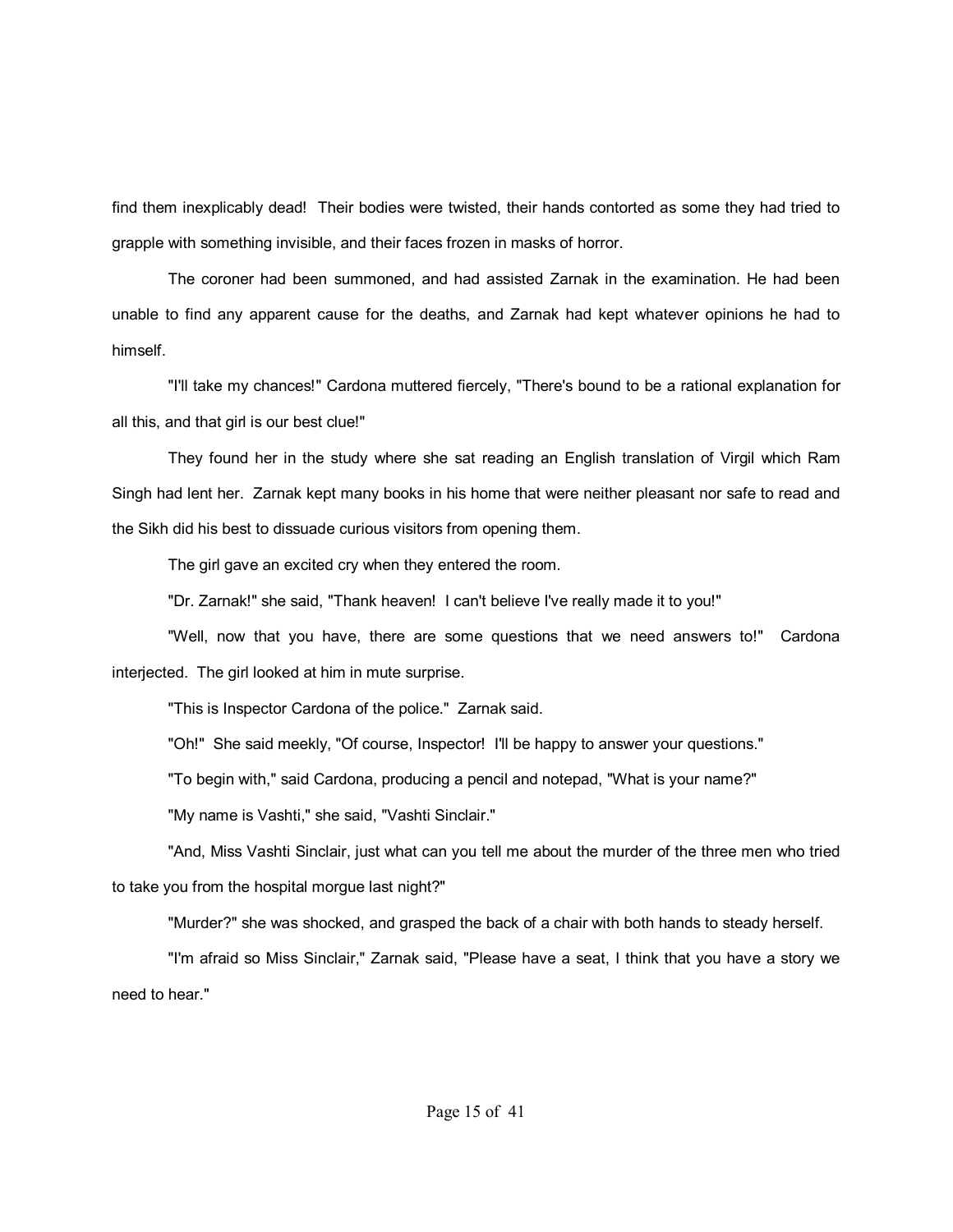find them inexplicably dead! Their bodies were twisted, their hands contorted as some they had tried to grapple with something invisible, and their faces frozen in masks of horror.

The coroner had been summoned, and had assisted Zarnak in the examination. He had been unable to find any apparent cause for the deaths, and Zarnak had kept whatever opinions he had to himself.

"I'll take my chances!" Cardona muttered fiercely, "There's bound to be a rational explanation for all this, and that girl is our best clue!"

They found her in the study where she sat reading an English translation of Virgil which Ram Singh had lent her. Zarnak kept many books in his home that were neither pleasant nor safe to read and the Sikh did his best to dissuade curious visitors from opening them.

The girl gave an excited cry when they entered the room.

"Dr. Zarnak!" she said, "Thank heaven! I can't believe I've really made it to you!"

"Well, now that you have, there are some questions that we need answers to!" Cardona interjected. The girl looked at him in mute surprise.

"This is Inspector Cardona of the police." Zarnak said.

"Oh!" She said meekly, "Of course, Inspector! I'll be happy to answer your questions."

"To begin with," said Cardona, producing a pencil and notepad, "What is your name?"

"My name is Vashti," she said, "Vashti Sinclair."

"And, Miss Vashti Sinclair, just what can you tell me about the murder of the three men who tried to take you from the hospital morgue last night?"

"Murder?" she was shocked, and grasped the back of a chair with both hands to steady herself.

"I'm afraid so Miss Sinclair," Zarnak said, "Please have a seat, I think that you have a story we need to hear."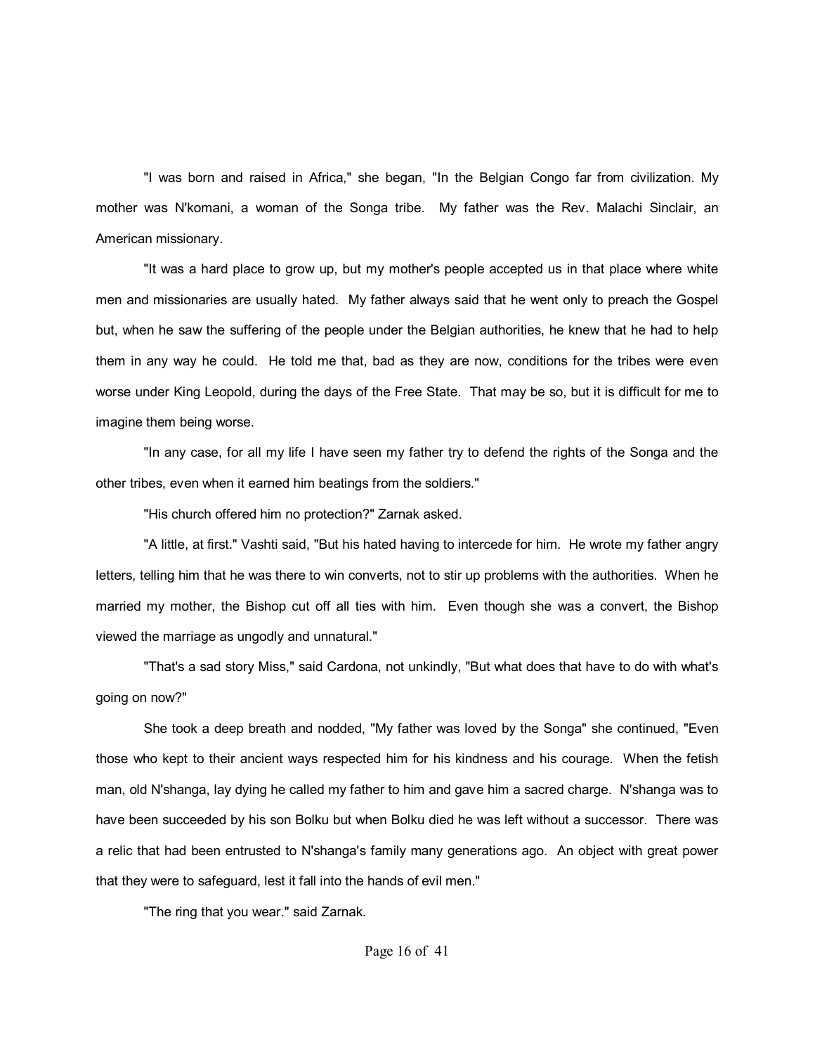"I was born and raised in Africa," she began, "In the Belgian Congo far from civilization. My mother was N'komani, a woman of the Songa tribe. My father was the Rev. Malachi Sinclair, an American missionary.

"It was a hard place to grow up, but my mother's people accepted us in that place where white men and missionaries are usually hated. My father always said that he went only to preach the Gospel but, when he saw the suffering of the people under the Belgian authorities, he knew that he had to help them in any way he could. He told me that, bad as they are now, conditions for the tribes were even worse under King Leopold, during the days of the Free State. That may be so, but it is difficult for me to imagine them being worse.

"In any case, for all my life I have seen my father try to defend the rights of the Songa and the other tribes, even when it earned him beatings from the soldiers."

"His church offered him no protection?" Zarnak asked.

"A little, at first." Vashti said, "But his hated having to intercede for him. He wrote my father angry letters, telling him that he was there to win converts, not to stir up problems with the authorities. When he married my mother, the Bishop cut off all ties with him. Even though she was a convert, the Bishop viewed the marriage as ungodly and unnatural."

"That's a sad story Miss," said Cardona, not unkindly, "But what does that have to do with what's going on now?"

She took a deep breath and nodded, "My father was loved by the Songa" she continued, "Even those who kept to their ancient ways respected him for his kindness and his courage. When the fetish man, old N'shanga, lay dying he called my father to him and gave him a sacred charge. N'shanga was to have been succeeded by his son Bolku but when Bolku died he was left without a successor. There was a relic that had been entrusted to N'shanga's family many generations ago. An object with great power that they were to safeguard, lest it fall into the hands of evil men."

"The ring that you wear." said Zarnak.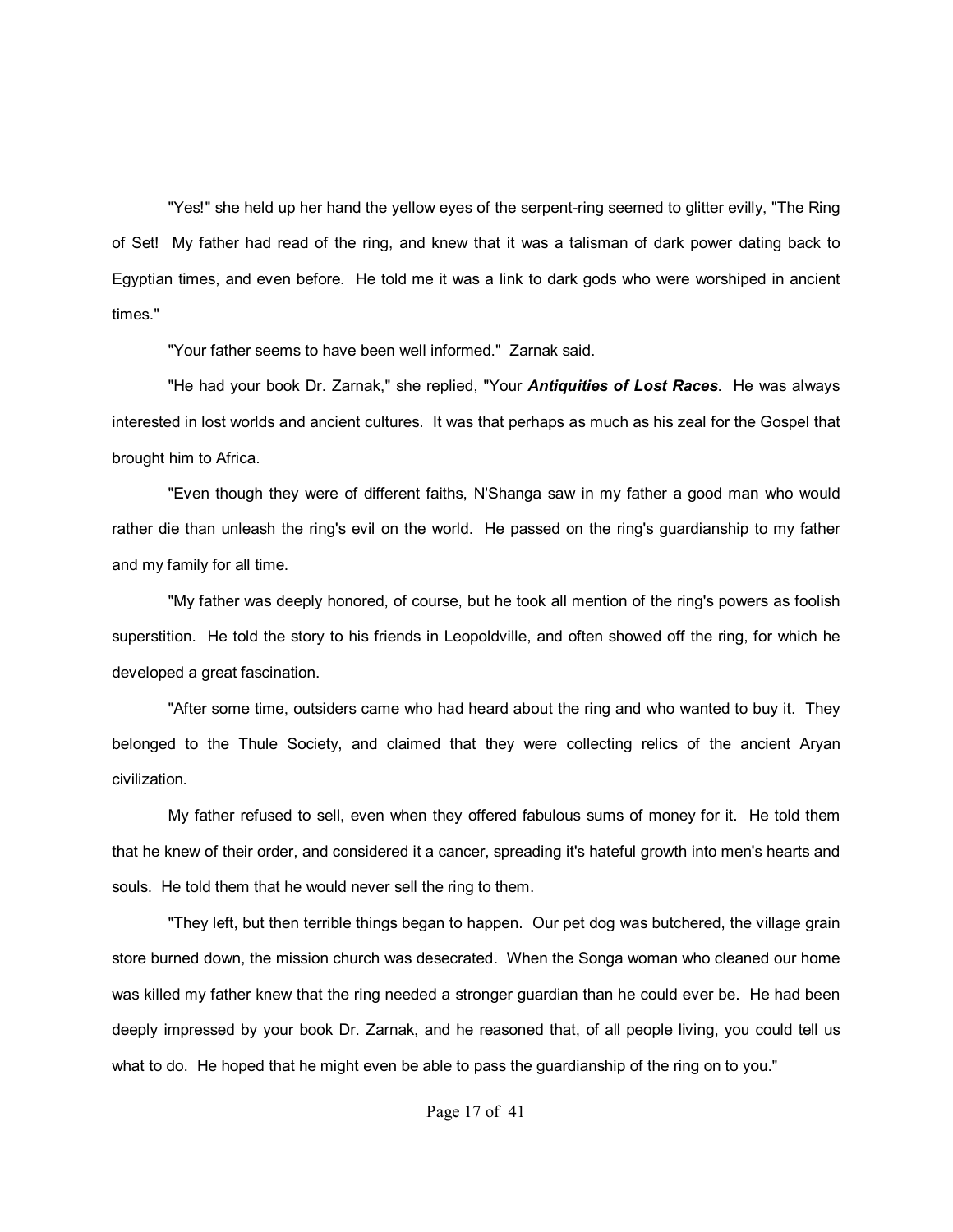"Yes!" she held up her hand the yellow eyes of the serpent-ring seemed to glitter evilly, "The Ring of Set! My father had read of the ring, and knew that it was a talisman of dark power dating back to Egyptian times, and even before. He told me it was a link to dark gods who were worshiped in ancient times."

"Your father seems to have been well informed." Zarnak said.

"He had your book Dr. Zarnak," she replied, "Your ***Antiquities of Lost Races***. He was always interested in lost worlds and ancient cultures. It was that perhaps as much as his zeal for the Gospel that brought him to Africa.

"Even though they were of different faiths, N'Shanga saw in my father a good man who would rather die than unleash the ring's evil on the world. He passed on the ring's guardianship to my father and my family for all time.

"My father was deeply honored, of course, but he took all mention of the ring's powers as foolish superstition. He told the story to his friends in Leopoldville, and often showed off the ring, for which he developed a great fascination.

"After some time, outsiders came who had heard about the ring and who wanted to buy it. They belonged to the Thule Society, and claimed that they were collecting relics of the ancient Aryan civilization.

My father refused to sell, even when they offered fabulous sums of money for it. He told them that he knew of their order, and considered it a cancer, spreading it's hateful growth into men's hearts and souls. He told them that he would never sell the ring to them.

"They left, but then terrible things began to happen. Our pet dog was butchered, the village grain store burned down, the mission church was desecrated. When the Songa woman who cleaned our home was killed my father knew that the ring needed a stronger guardian than he could ever be. He had been deeply impressed by your book Dr. Zarnak, and he reasoned that, of all people living, you could tell us what to do. He hoped that he might even be able to pass the guardianship of the ring on to you."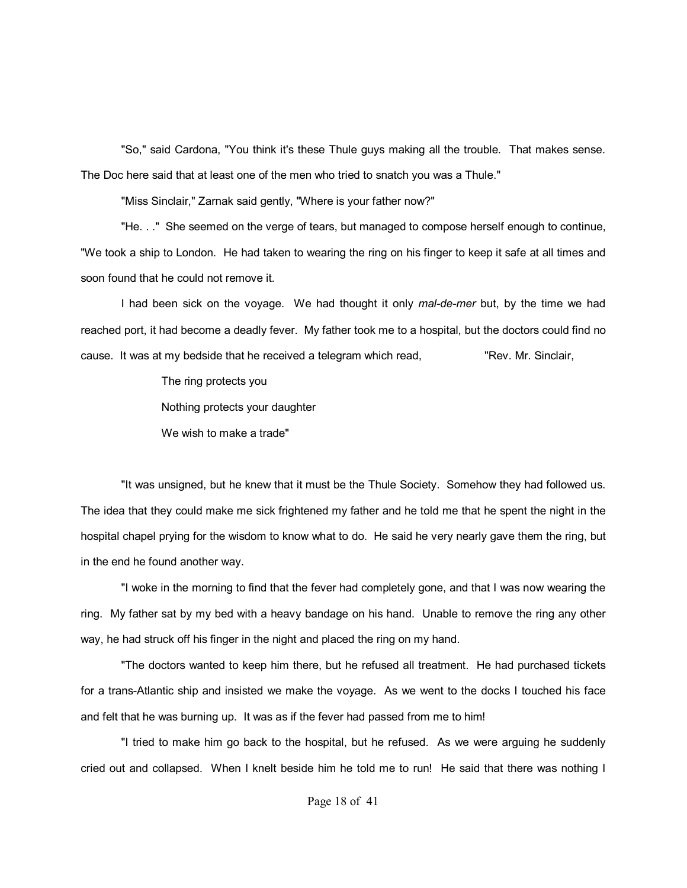"So," said Cardona, "You think it's these Thule guys making all the trouble. That makes sense. The Doc here said that at least one of the men who tried to snatch you was a Thule."

"Miss Sinclair," Zarnak said gently, "Where is your father now?"

"He. . ." She seemed on the verge of tears, but managed to compose herself enough to continue, "We took a ship to London. He had taken to wearing the ring on his finger to keep it safe at all times and soon found that he could not remove it.

I had been sick on the voyage. We had thought it only *mal-de-mer* but, by the time we had reached port, it had become a deadly fever. My father took me to a hospital, but the doctors could find no cause. It was at my bedside that he received a telegram which read, "Rev. Mr. Sinclair,

> The ring protects you
>
> Nothing protects your daughter
>
> We wish to make a trade"

"It was unsigned, but he knew that it must be the Thule Society. Somehow they had followed us. The idea that they could make me sick frightened my father and he told me that he spent the night in the hospital chapel prying for the wisdom to know what to do. He said he very nearly gave them the ring, but in the end he found another way.

"I woke in the morning to find that the fever had completely gone, and that I was now wearing the ring. My father sat by my bed with a heavy bandage on his hand. Unable to remove the ring any other way, he had struck off his finger in the night and placed the ring on my hand.

"The doctors wanted to keep him there, but he refused all treatment. He had purchased tickets for a trans-Atlantic ship and insisted we make the voyage. As we went to the docks I touched his face and felt that he was burning up. It was as if the fever had passed from me to him!

"I tried to make him go back to the hospital, but he refused. As we were arguing he suddenly cried out and collapsed. When I knelt beside him he told me to run! He said that there was nothing I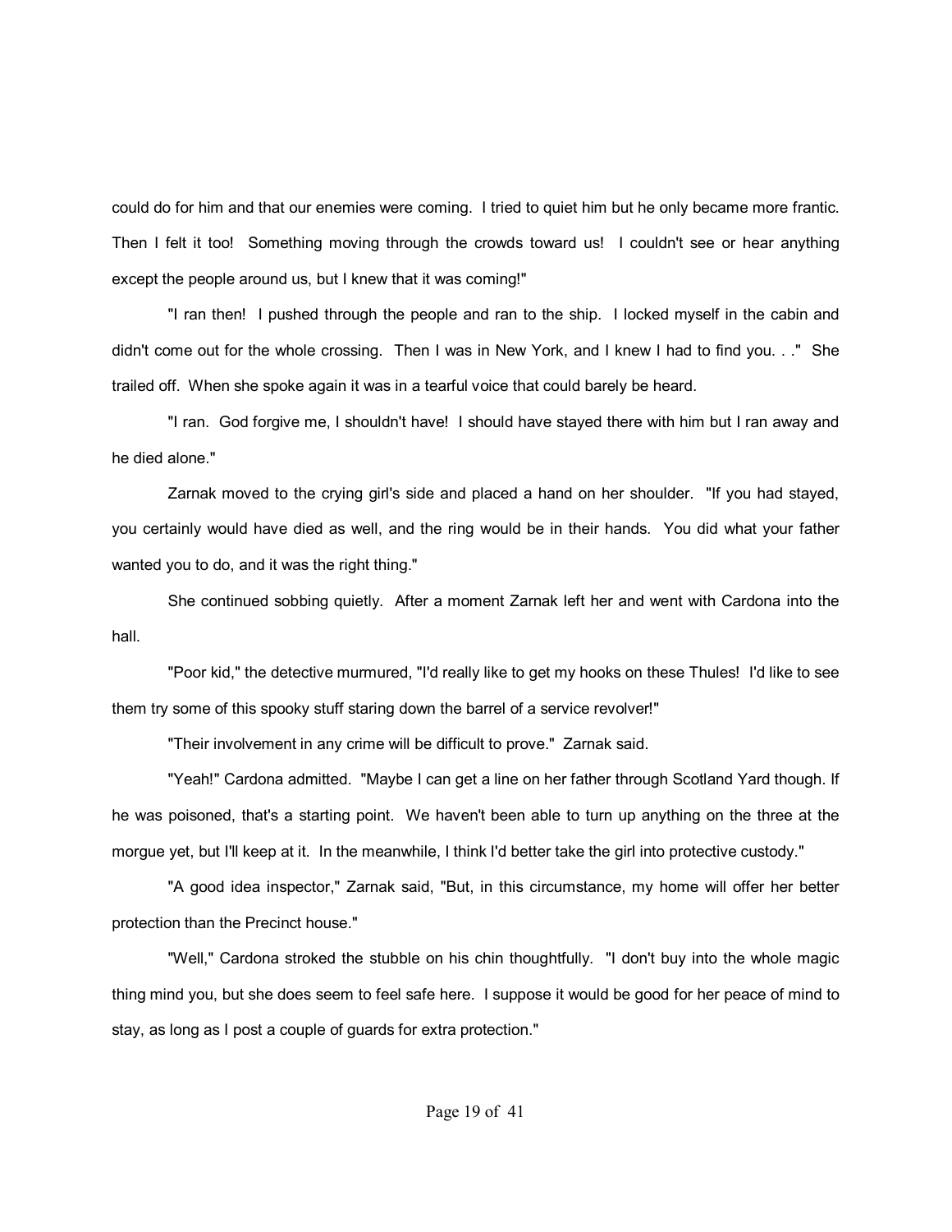could do for him and that our enemies were coming. I tried to quiet him but he only became more frantic. Then I felt it too! Something moving through the crowds toward us! I couldn't see or hear anything except the people around us, but I knew that it was coming!"

"I ran then! I pushed through the people and ran to the ship. I locked myself in the cabin and didn't come out for the whole crossing. Then I was in New York, and I knew I had to find you. . ." She trailed off. When she spoke again it was in a tearful voice that could barely be heard.

"I ran. God forgive me, I shouldn't have! I should have stayed there with him but I ran away and he died alone."

Zarnak moved to the crying girl's side and placed a hand on her shoulder. "If you had stayed, you certainly would have died as well, and the ring would be in their hands. You did what your father wanted you to do, and it was the right thing."

She continued sobbing quietly. After a moment Zarnak left her and went with Cardona into the hall.

"Poor kid," the detective murmured, "I'd really like to get my hooks on these Thules! I'd like to see them try some of this spooky stuff staring down the barrel of a service revolver!"

"Their involvement in any crime will be difficult to prove." Zarnak said.

"Yeah!" Cardona admitted. "Maybe I can get a line on her father through Scotland Yard though. If he was poisoned, that's a starting point. We haven't been able to turn up anything on the three at the morgue yet, but I'll keep at it. In the meanwhile, I think I'd better take the girl into protective custody."

"A good idea inspector," Zarnak said, "But, in this circumstance, my home will offer her better protection than the Precinct house."

"Well," Cardona stroked the stubble on his chin thoughtfully. "I don't buy into the whole magic thing mind you, but she does seem to feel safe here. I suppose it would be good for her peace of mind to stay, as long as I post a couple of guards for extra protection."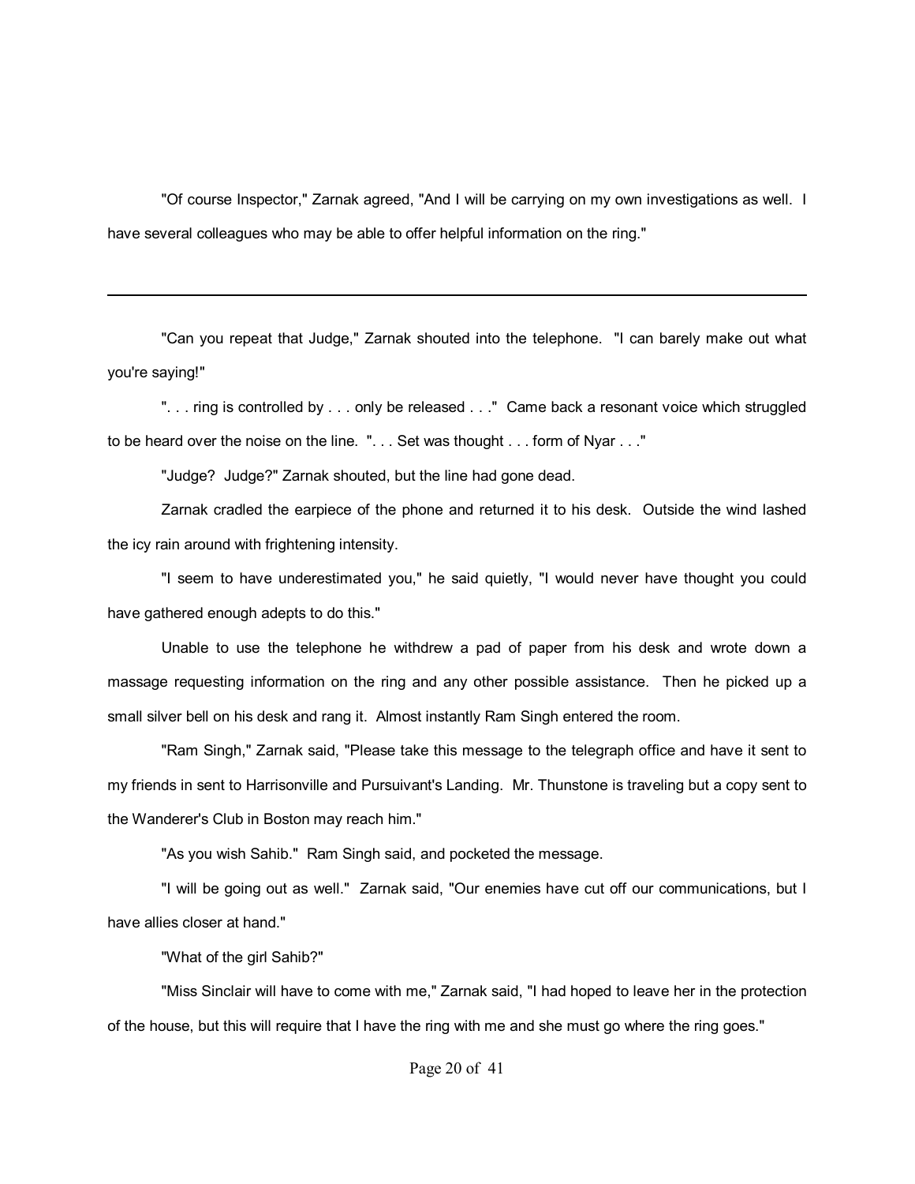"Of course Inspector," Zarnak agreed, "And I will be carrying on my own investigations as well. I have several colleagues who may be able to offer helpful information on the ring."

---

"Can you repeat that Judge," Zarnak shouted into the telephone. "I can barely make out what you're saying!"

". . . ring is controlled by . . . only be released . . ." Came back a resonant voice which struggled to be heard over the noise on the line. ". . . Set was thought . . . form of Nyar . . ."

"Judge? Judge?" Zarnak shouted, but the line had gone dead.

Zarnak cradled the earpiece of the phone and returned it to his desk. Outside the wind lashed the icy rain around with frightening intensity.

"I seem to have underestimated you," he said quietly, "I would never have thought you could have gathered enough adepts to do this."

Unable to use the telephone he withdrew a pad of paper from his desk and wrote down a massage requesting information on the ring and any other possible assistance. Then he picked up a small silver bell on his desk and rang it. Almost instantly Ram Singh entered the room.

"Ram Singh," Zarnak said, "Please take this message to the telegraph office and have it sent to my friends in sent to Harrisonville and Pursuivant's Landing. Mr. Thunstone is traveling but a copy sent to the Wanderer's Club in Boston may reach him."

"As you wish Sahib." Ram Singh said, and pocketed the message.

"I will be going out as well." Zarnak said, "Our enemies have cut off our communications, but I have allies closer at hand."

"What of the girl Sahib?"

"Miss Sinclair will have to come with me," Zarnak said, "I had hoped to leave her in the protection of the house, but this will require that I have the ring with me and she must go where the ring goes."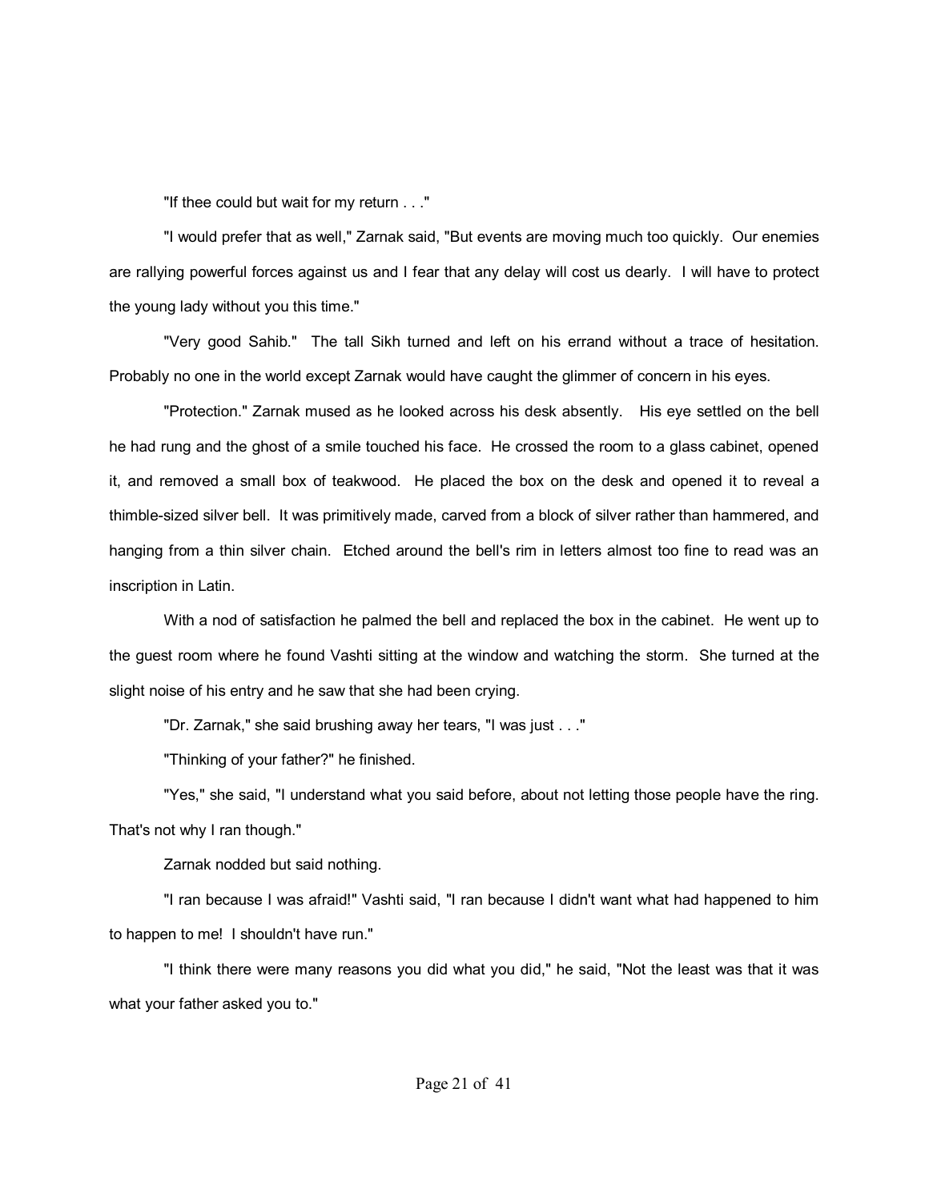"If thee could but wait for my return . . ."

"I would prefer that as well," Zarnak said, "But events are moving much too quickly. Our enemies are rallying powerful forces against us and I fear that any delay will cost us dearly. I will have to protect the young lady without you this time."

"Very good Sahib." The tall Sikh turned and left on his errand without a trace of hesitation. Probably no one in the world except Zarnak would have caught the glimmer of concern in his eyes.

"Protection." Zarnak mused as he looked across his desk absently. His eye settled on the bell he had rung and the ghost of a smile touched his face. He crossed the room to a glass cabinet, opened it, and removed a small box of teakwood. He placed the box on the desk and opened it to reveal a thimble-sized silver bell. It was primitively made, carved from a block of silver rather than hammered, and hanging from a thin silver chain. Etched around the bell's rim in letters almost too fine to read was an inscription in Latin.

With a nod of satisfaction he palmed the bell and replaced the box in the cabinet. He went up to the guest room where he found Vashti sitting at the window and watching the storm. She turned at the slight noise of his entry and he saw that she had been crying.

"Dr. Zarnak," she said brushing away her tears, "I was just . . ."

"Thinking of your father?" he finished.

"Yes," she said, "I understand what you said before, about not letting those people have the ring. That's not why I ran though."

Zarnak nodded but said nothing.

"I ran because I was afraid!" Vashti said, "I ran because I didn't want what had happened to him to happen to me! I shouldn't have run."

"I think there were many reasons you did what you did," he said, "Not the least was that it was what your father asked you to."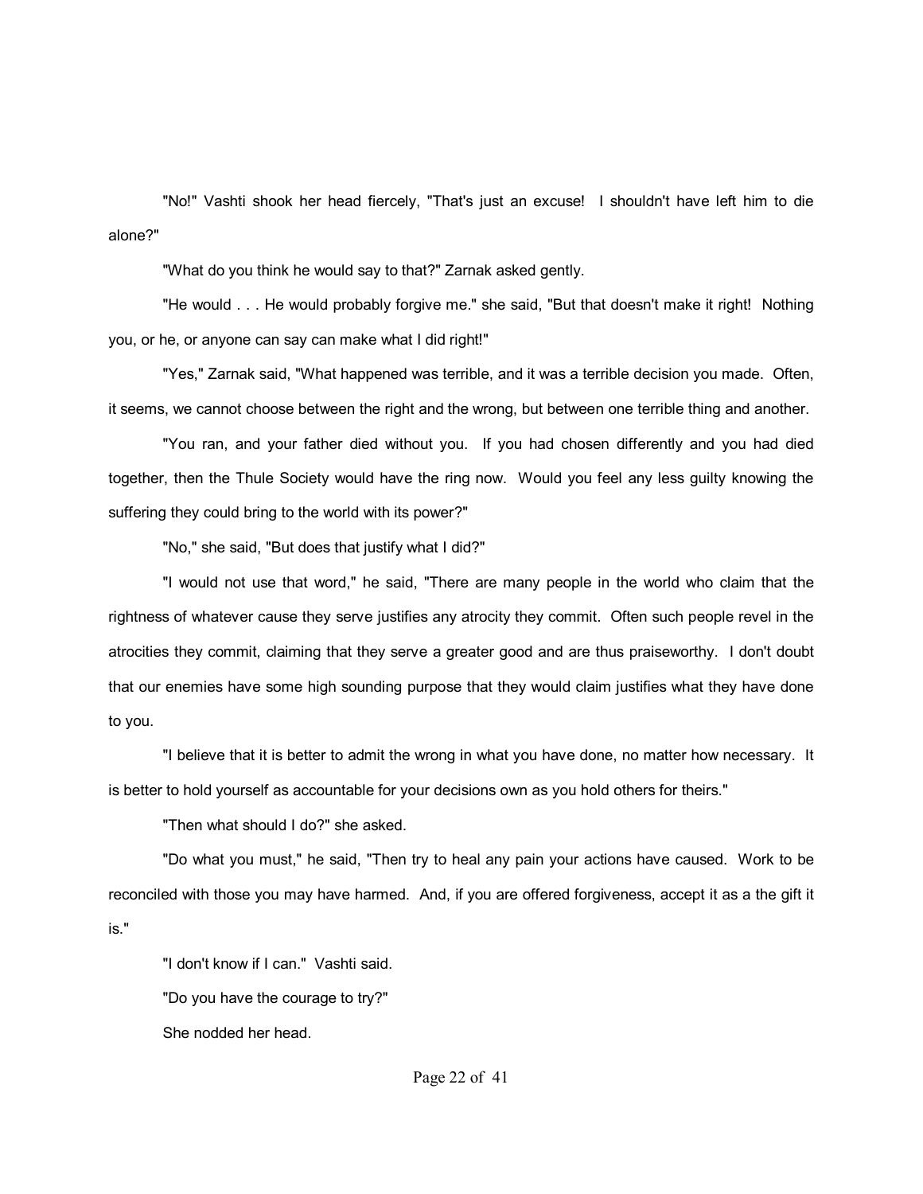"No!" Vashti shook her head fiercely, "That's just an excuse!  I shouldn't have left him to die alone?"

"What do you think he would say to that?" Zarnak asked gently.

"He would . . . He would probably forgive me." she said, "But that doesn't make it right!  Nothing you, or he, or anyone can say can make what I did right!"

"Yes," Zarnak said, "What happened was terrible, and it was a terrible decision you made.  Often, it seems, we cannot choose between the right and the wrong, but between one terrible thing and another.

"You ran, and your father died without you.  If you had chosen differently and you had died together, then the Thule Society would have the ring now.  Would you feel any less guilty knowing the suffering they could bring to the world with its power?"

"No," she said, "But does that justify what I did?"

"I would not use that word," he said, "There are many people in the world who claim that the rightness of whatever cause they serve justifies any atrocity they commit.  Often such people revel in the atrocities they commit, claiming that they serve a greater good and are thus praiseworthy.  I don't doubt that our enemies have some high sounding purpose that they would claim justifies what they have done to you.

"I believe that it is better to admit the wrong in what you have done, no matter how necessary.  It is better to hold yourself as accountable for your decisions own as you hold others for theirs."

"Then what should I do?" she asked.

"Do what you must," he said, "Then try to heal any pain your actions have caused.  Work to be reconciled with those you may have harmed.  And, if you are offered forgiveness, accept it as a the gift it is."

"I don't know if I can."  Vashti said.

"Do you have the courage to try?"

She nodded her head.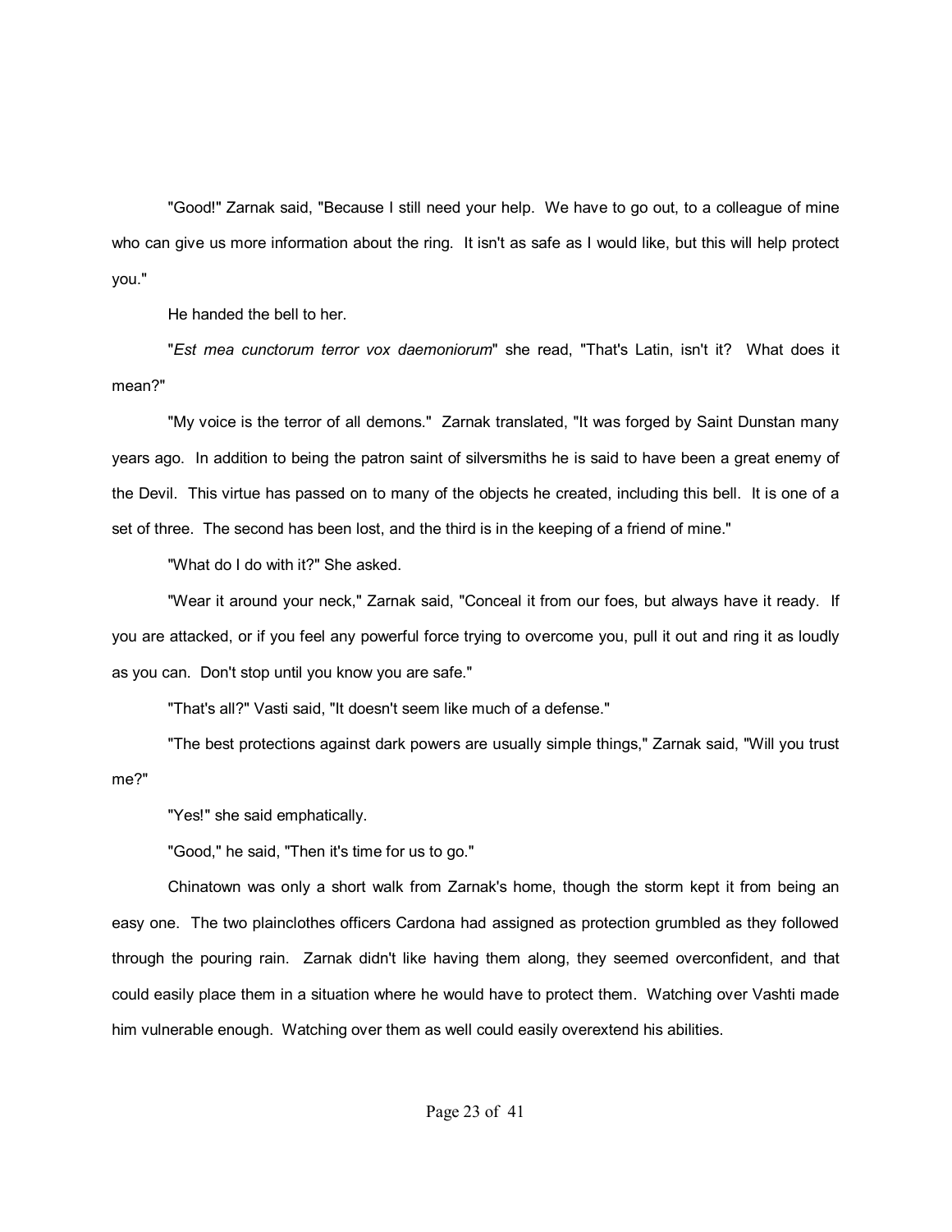"Good!" Zarnak said, "Because I still need your help. We have to go out, to a colleague of mine who can give us more information about the ring. It isn't as safe as I would like, but this will help protect you."

He handed the bell to her.

"*Est mea cunctorum terror vox daemoniorum*" she read, "That's Latin, isn't it? What does it mean?"

"My voice is the terror of all demons." Zarnak translated, "It was forged by Saint Dunstan many years ago. In addition to being the patron saint of silversmiths he is said to have been a great enemy of the Devil. This virtue has passed on to many of the objects he created, including this bell. It is one of a set of three. The second has been lost, and the third is in the keeping of a friend of mine."

"What do I do with it?" She asked.

"Wear it around your neck," Zarnak said, "Conceal it from our foes, but always have it ready. If you are attacked, or if you feel any powerful force trying to overcome you, pull it out and ring it as loudly as you can. Don't stop until you know you are safe."

"That's all?" Vasti said, "It doesn't seem like much of a defense."

"The best protections against dark powers are usually simple things," Zarnak said, "Will you trust me?"

"Yes!" she said emphatically.

"Good," he said, "Then it's time for us to go."

Chinatown was only a short walk from Zarnak's home, though the storm kept it from being an easy one. The two plainclothes officers Cardona had assigned as protection grumbled as they followed through the pouring rain. Zarnak didn't like having them along, they seemed overconfident, and that could easily place them in a situation where he would have to protect them. Watching over Vashti made him vulnerable enough. Watching over them as well could easily overextend his abilities.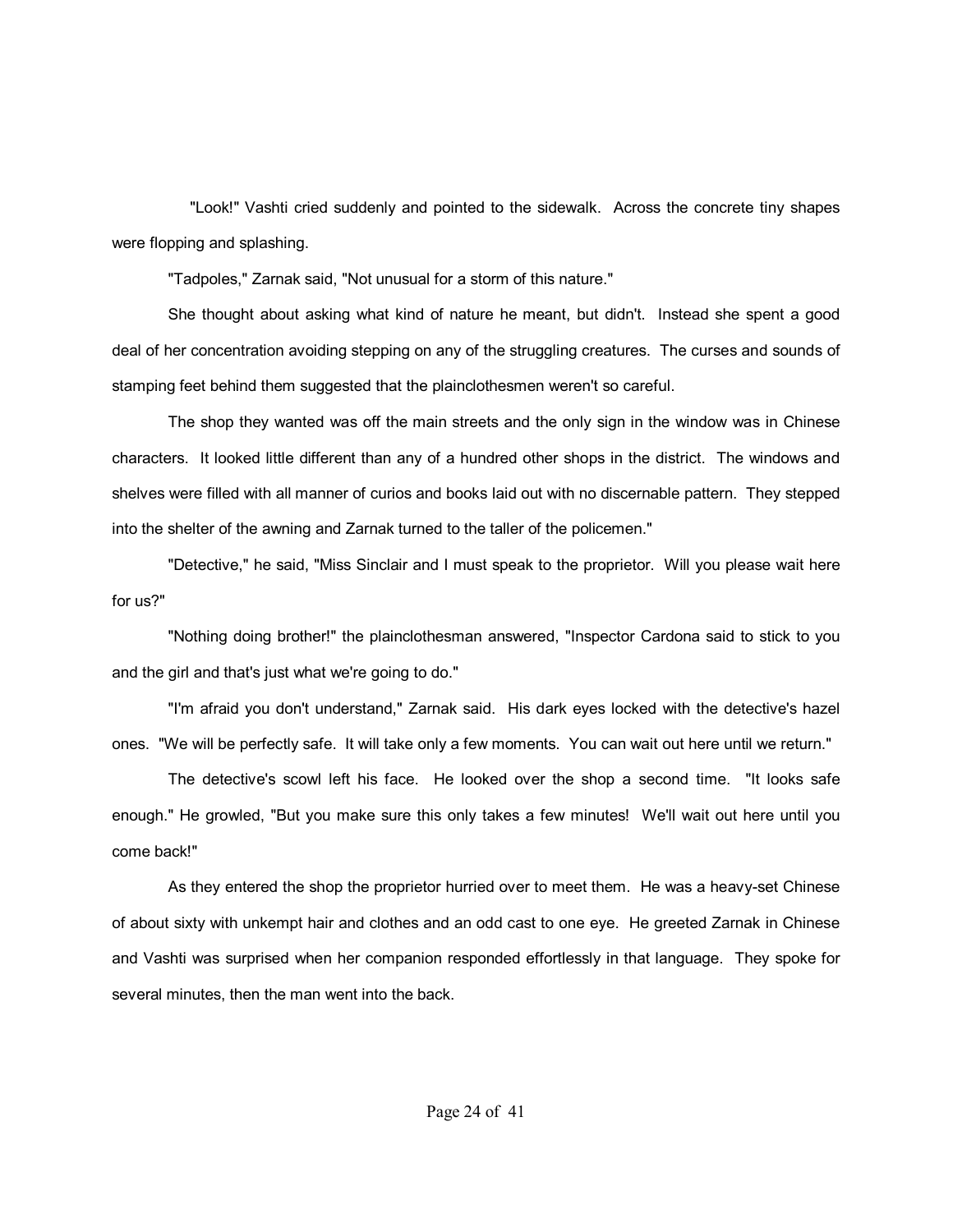"Look!" Vashti cried suddenly and pointed to the sidewalk. Across the concrete tiny shapes were flopping and splashing.

"Tadpoles," Zarnak said, "Not unusual for a storm of this nature."

She thought about asking what kind of nature he meant, but didn't. Instead she spent a good deal of her concentration avoiding stepping on any of the struggling creatures. The curses and sounds of stamping feet behind them suggested that the plainclothesmen weren't so careful.

The shop they wanted was off the main streets and the only sign in the window was in Chinese characters. It looked little different than any of a hundred other shops in the district. The windows and shelves were filled with all manner of curios and books laid out with no discernable pattern. They stepped into the shelter of the awning and Zarnak turned to the taller of the policemen."

"Detective," he said, "Miss Sinclair and I must speak to the proprietor. Will you please wait here for us?"

"Nothing doing brother!" the plainclothesman answered, "Inspector Cardona said to stick to you and the girl and that's just what we're going to do."

"I'm afraid you don't understand," Zarnak said. His dark eyes locked with the detective's hazel ones. "We will be perfectly safe. It will take only a few moments. You can wait out here until we return."

The detective's scowl left his face. He looked over the shop a second time. "It looks safe enough." He growled, "But you make sure this only takes a few minutes! We'll wait out here until you come back!"

As they entered the shop the proprietor hurried over to meet them. He was a heavy-set Chinese of about sixty with unkempt hair and clothes and an odd cast to one eye. He greeted Zarnak in Chinese and Vashti was surprised when her companion responded effortlessly in that language. They spoke for several minutes, then the man went into the back.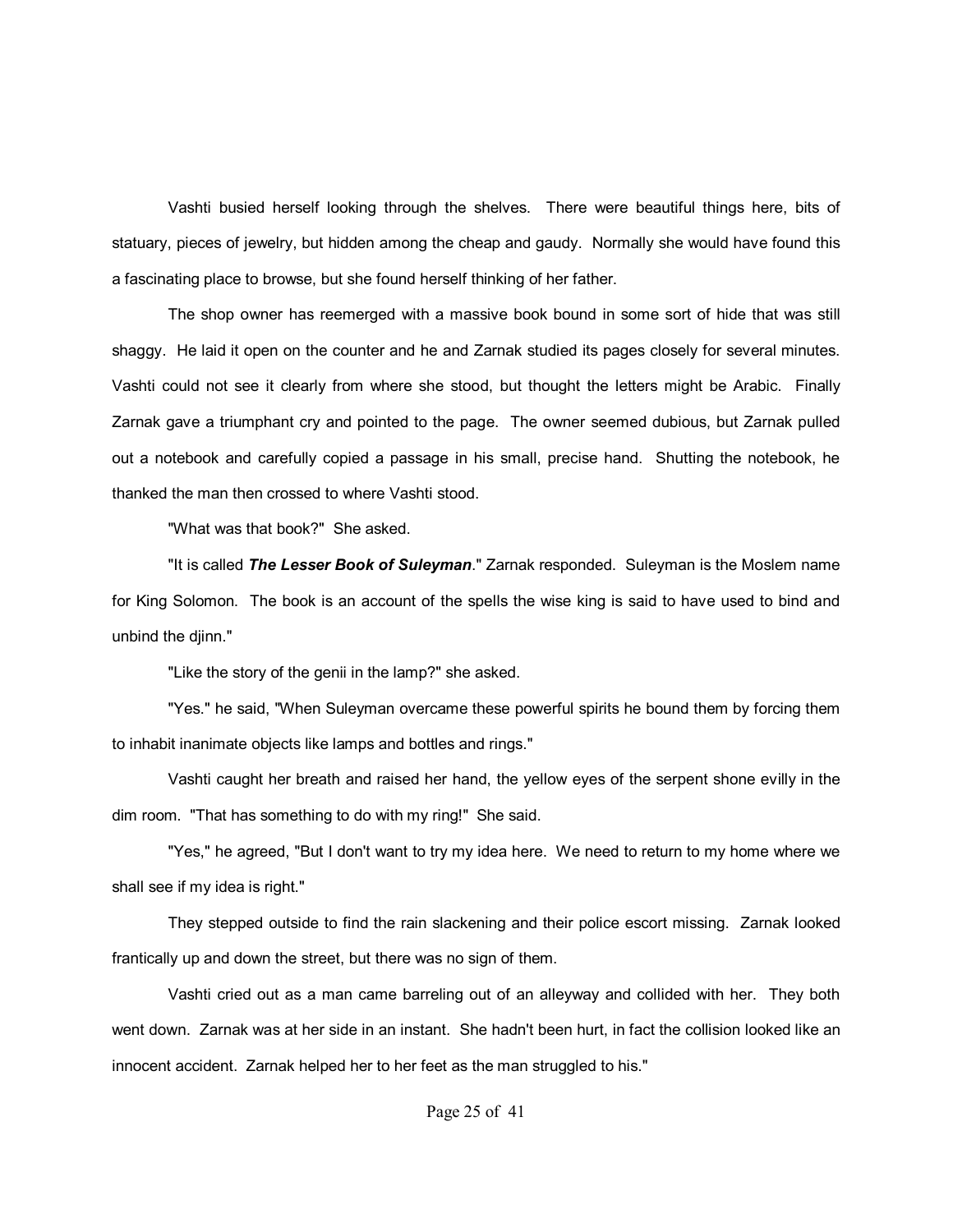Vashti busied herself looking through the shelves. There were beautiful things here, bits of statuary, pieces of jewelry, but hidden among the cheap and gaudy. Normally she would have found this a fascinating place to browse, but she found herself thinking of her father.

The shop owner has reemerged with a massive book bound in some sort of hide that was still shaggy. He laid it open on the counter and he and Zarnak studied its pages closely for several minutes. Vashti could not see it clearly from where she stood, but thought the letters might be Arabic. Finally Zarnak gave a triumphant cry and pointed to the page. The owner seemed dubious, but Zarnak pulled out a notebook and carefully copied a passage in his small, precise hand. Shutting the notebook, he thanked the man then crossed to where Vashti stood.

"What was that book?" She asked.

"It is called ***The Lesser Book of Suleyman***." Zarnak responded. Suleyman is the Moslem name for King Solomon. The book is an account of the spells the wise king is said to have used to bind and unbind the djinn."

"Like the story of the genii in the lamp?" she asked.

"Yes." he said, "When Suleyman overcame these powerful spirits he bound them by forcing them to inhabit inanimate objects like lamps and bottles and rings."

Vashti caught her breath and raised her hand, the yellow eyes of the serpent shone evilly in the dim room. "That has something to do with my ring!" She said.

"Yes," he agreed, "But I don't want to try my idea here. We need to return to my home where we shall see if my idea is right."

They stepped outside to find the rain slackening and their police escort missing. Zarnak looked frantically up and down the street, but there was no sign of them.

Vashti cried out as a man came barreling out of an alleyway and collided with her. They both went down. Zarnak was at her side in an instant. She hadn't been hurt, in fact the collision looked like an innocent accident. Zarnak helped her to her feet as the man struggled to his."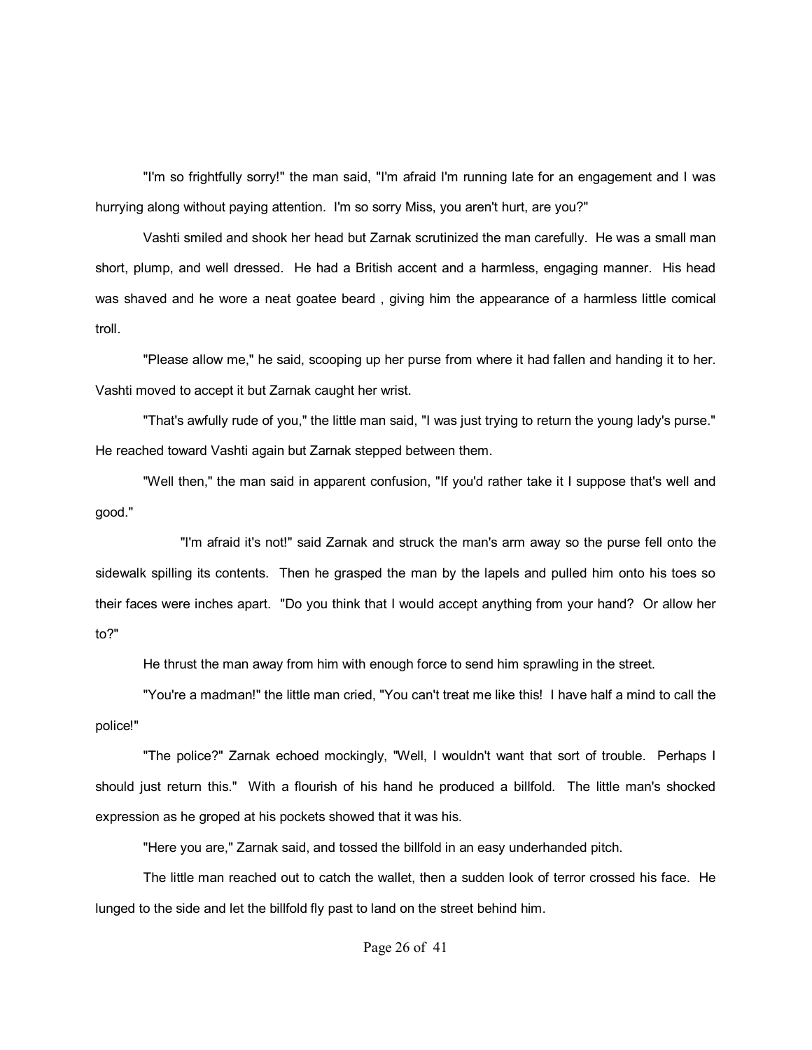"I'm so frightfully sorry!" the man said, "I'm afraid I'm running late for an engagement and I was hurrying along without paying attention. I'm so sorry Miss, you aren't hurt, are you?"

Vashti smiled and shook her head but Zarnak scrutinized the man carefully. He was a small man short, plump, and well dressed. He had a British accent and a harmless, engaging manner. His head was shaved and he wore a neat goatee beard , giving him the appearance of a harmless little comical troll.

"Please allow me," he said, scooping up her purse from where it had fallen and handing it to her. Vashti moved to accept it but Zarnak caught her wrist.

"That's awfully rude of you," the little man said, "I was just trying to return the young lady's purse." He reached toward Vashti again but Zarnak stepped between them.

"Well then," the man said in apparent confusion, "If you'd rather take it I suppose that's well and good."

"I'm afraid it's not!" said Zarnak and struck the man's arm away so the purse fell onto the sidewalk spilling its contents. Then he grasped the man by the lapels and pulled him onto his toes so their faces were inches apart. "Do you think that I would accept anything from your hand? Or allow her to?"

He thrust the man away from him with enough force to send him sprawling in the street.

"You're a madman!" the little man cried, "You can't treat me like this! I have half a mind to call the police!"

"The police?" Zarnak echoed mockingly, "Well, I wouldn't want that sort of trouble. Perhaps I should just return this." With a flourish of his hand he produced a billfold. The little man's shocked expression as he groped at his pockets showed that it was his.

"Here you are," Zarnak said, and tossed the billfold in an easy underhanded pitch.

The little man reached out to catch the wallet, then a sudden look of terror crossed his face. He lunged to the side and let the billfold fly past to land on the street behind him.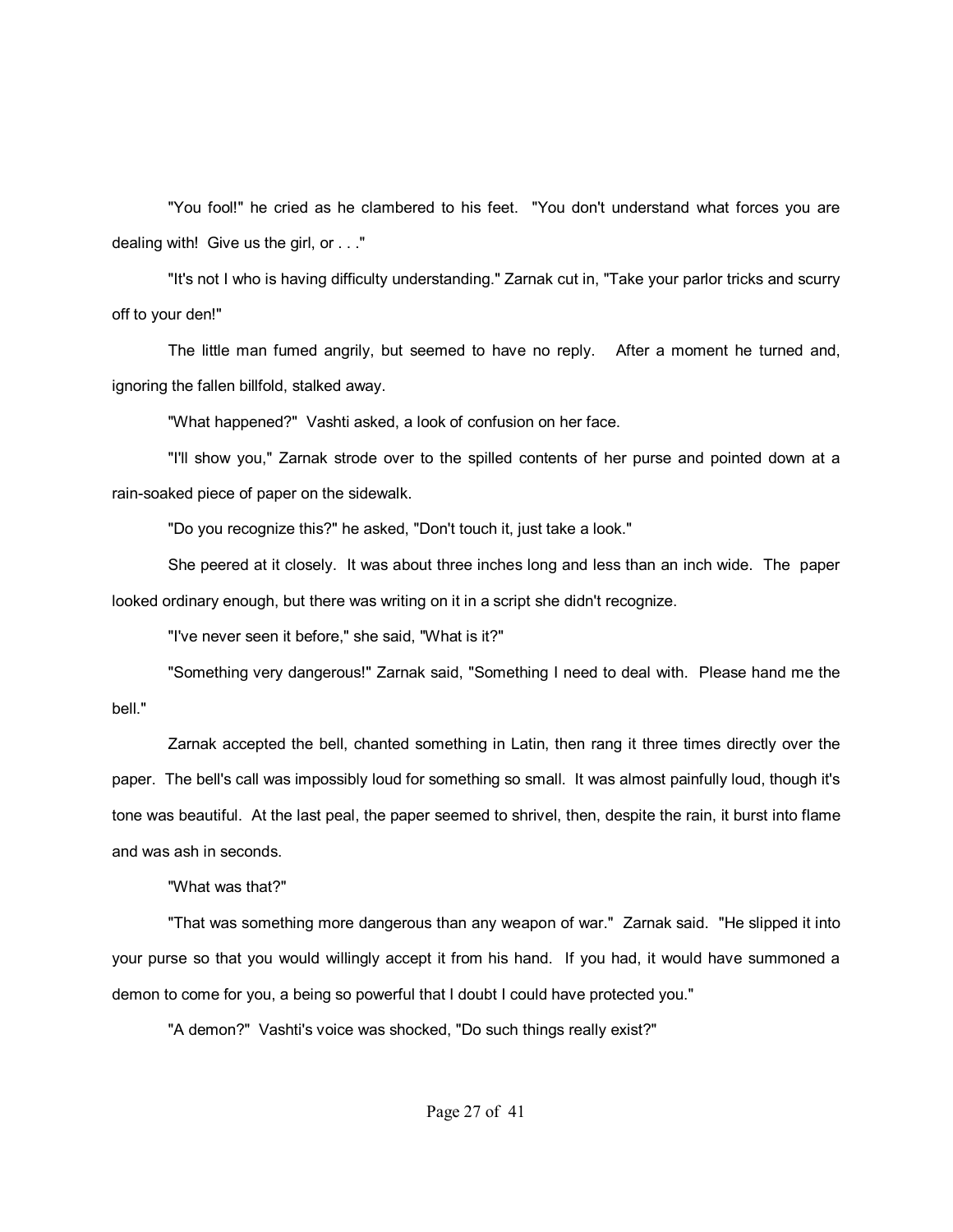"You fool!" he cried as he clambered to his feet. "You don't understand what forces you are dealing with! Give us the girl, or . . ."

"It's not I who is having difficulty understanding." Zarnak cut in, "Take your parlor tricks and scurry off to your den!"

The little man fumed angrily, but seemed to have no reply. After a moment he turned and, ignoring the fallen billfold, stalked away.

"What happened?" Vashti asked, a look of confusion on her face.

"I'll show you," Zarnak strode over to the spilled contents of her purse and pointed down at a rain-soaked piece of paper on the sidewalk.

"Do you recognize this?" he asked, "Don't touch it, just take a look."

She peered at it closely. It was about three inches long and less than an inch wide. The paper looked ordinary enough, but there was writing on it in a script she didn't recognize.

"I've never seen it before," she said, "What is it?"

"Something very dangerous!" Zarnak said, "Something I need to deal with. Please hand me the bell."

Zarnak accepted the bell, chanted something in Latin, then rang it three times directly over the paper. The bell's call was impossibly loud for something so small. It was almost painfully loud, though it's tone was beautiful. At the last peal, the paper seemed to shrivel, then, despite the rain, it burst into flame and was ash in seconds.

"What was that?"

"That was something more dangerous than any weapon of war." Zarnak said. "He slipped it into your purse so that you would willingly accept it from his hand. If you had, it would have summoned a demon to come for you, a being so powerful that I doubt I could have protected you."

"A demon?" Vashti's voice was shocked, "Do such things really exist?"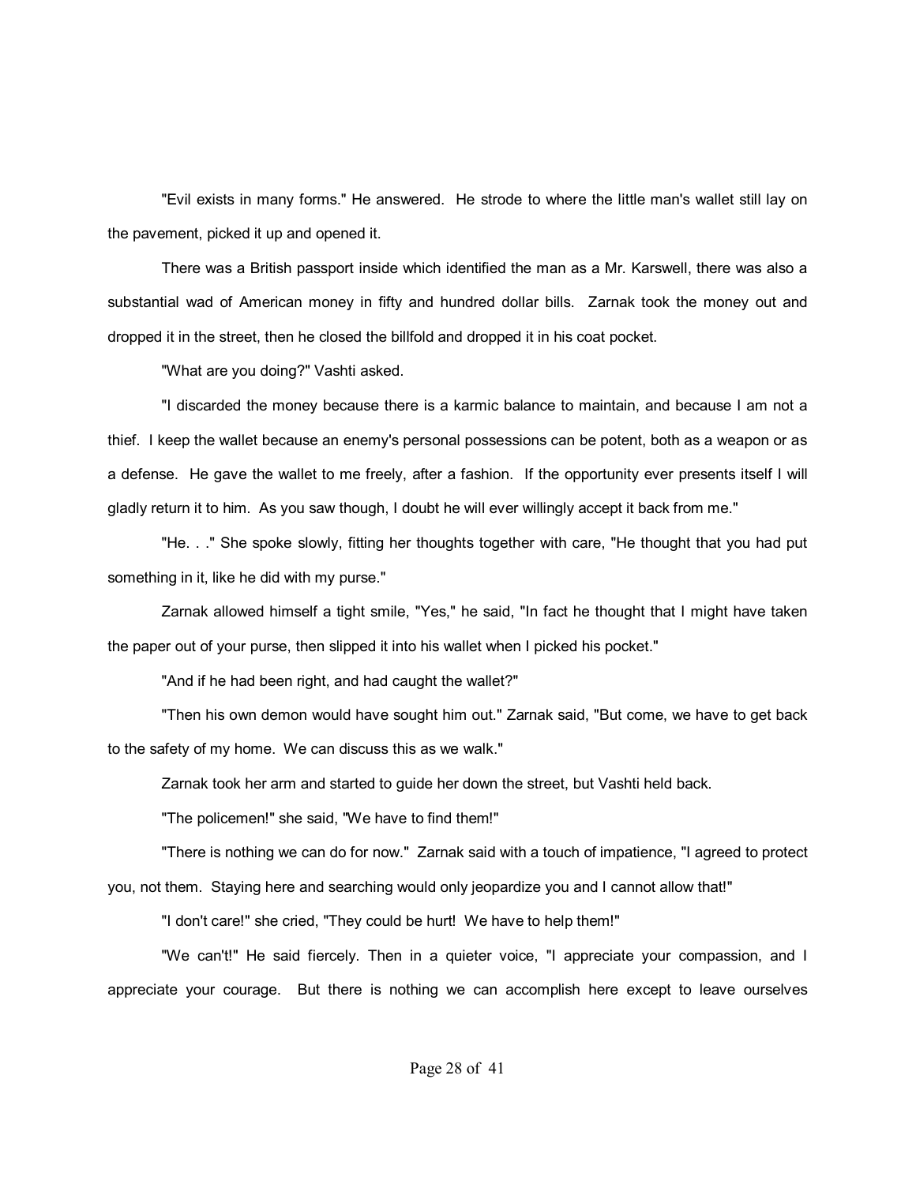"Evil exists in many forms." He answered. He strode to where the little man's wallet still lay on the pavement, picked it up and opened it.

There was a British passport inside which identified the man as a Mr. Karswell, there was also a substantial wad of American money in fifty and hundred dollar bills. Zarnak took the money out and dropped it in the street, then he closed the billfold and dropped it in his coat pocket.

"What are you doing?" Vashti asked.

"I discarded the money because there is a karmic balance to maintain, and because I am not a thief. I keep the wallet because an enemy's personal possessions can be potent, both as a weapon or as a defense. He gave the wallet to me freely, after a fashion. If the opportunity ever presents itself I will gladly return it to him. As you saw though, I doubt he will ever willingly accept it back from me."

"He. . ." She spoke slowly, fitting her thoughts together with care, "He thought that you had put something in it, like he did with my purse."

Zarnak allowed himself a tight smile, "Yes," he said, "In fact he thought that I might have taken the paper out of your purse, then slipped it into his wallet when I picked his pocket."

"And if he had been right, and had caught the wallet?"

"Then his own demon would have sought him out." Zarnak said, "But come, we have to get back to the safety of my home. We can discuss this as we walk."

Zarnak took her arm and started to guide her down the street, but Vashti held back.

"The policemen!" she said, "We have to find them!"

"There is nothing we can do for now." Zarnak said with a touch of impatience, "I agreed to protect you, not them. Staying here and searching would only jeopardize you and I cannot allow that!"

"I don't care!" she cried, "They could be hurt! We have to help them!"

"We can't!" He said fiercely. Then in a quieter voice, "I appreciate your compassion, and I appreciate your courage. But there is nothing we can accomplish here except to leave ourselves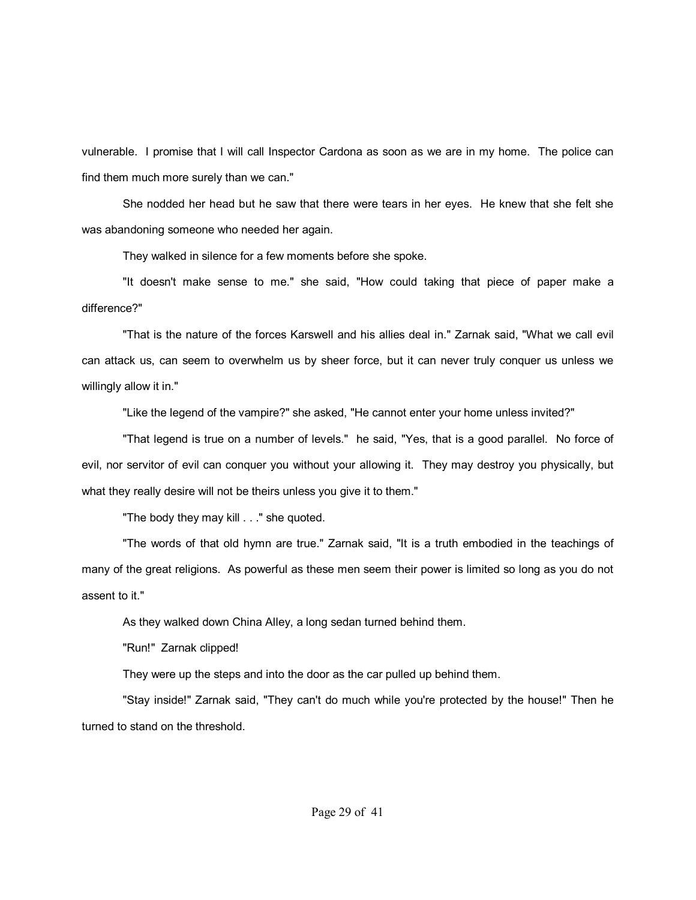vulnerable. I promise that I will call Inspector Cardona as soon as we are in my home. The police can find them much more surely than we can."

She nodded her head but he saw that there were tears in her eyes. He knew that she felt she was abandoning someone who needed her again.

They walked in silence for a few moments before she spoke.

"It doesn't make sense to me." she said, "How could taking that piece of paper make a difference?"

"That is the nature of the forces Karswell and his allies deal in." Zarnak said, "What we call evil can attack us, can seem to overwhelm us by sheer force, but it can never truly conquer us unless we willingly allow it in."

"Like the legend of the vampire?" she asked, "He cannot enter your home unless invited?"

"That legend is true on a number of levels." he said, "Yes, that is a good parallel. No force of evil, nor servitor of evil can conquer you without your allowing it. They may destroy you physically, but what they really desire will not be theirs unless you give it to them."

"The body they may kill . . ." she quoted.

"The words of that old hymn are true." Zarnak said, "It is a truth embodied in the teachings of many of the great religions. As powerful as these men seem their power is limited so long as you do not assent to it."

As they walked down China Alley, a long sedan turned behind them.

"Run!" Zarnak clipped!

They were up the steps and into the door as the car pulled up behind them.

"Stay inside!" Zarnak said, "They can't do much while you're protected by the house!" Then he turned to stand on the threshold.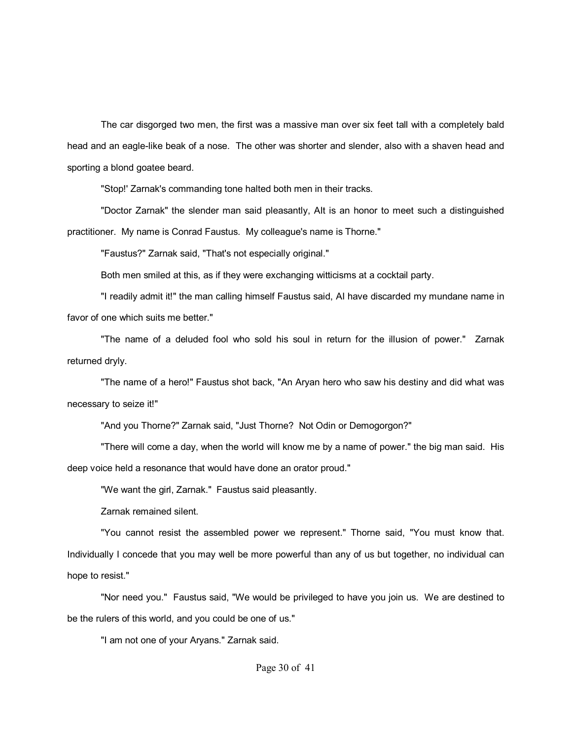The car disgorged two men, the first was a massive man over six feet tall with a completely bald head and an eagle-like beak of a nose. The other was shorter and slender, also with a shaven head and sporting a blond goatee beard.

"Stop!' Zarnak's commanding tone halted both men in their tracks.

"Doctor Zarnak" the slender man said pleasantly, AIt is an honor to meet such a distinguished practitioner. My name is Conrad Faustus. My colleague's name is Thorne."

"Faustus?" Zarnak said, "That's not especially original."

Both men smiled at this, as if they were exchanging witticisms at a cocktail party.

"I readily admit it!" the man calling himself Faustus said, AI have discarded my mundane name in favor of one which suits me better."

"The name of a deluded fool who sold his soul in return for the illusion of power." Zarnak returned dryly.

"The name of a hero!" Faustus shot back, "An Aryan hero who saw his destiny and did what was necessary to seize it!"

"And you Thorne?" Zarnak said, "Just Thorne? Not Odin or Demogorgon?"

"There will come a day, when the world will know me by a name of power." the big man said. His deep voice held a resonance that would have done an orator proud."

"We want the girl, Zarnak." Faustus said pleasantly.

Zarnak remained silent.

"You cannot resist the assembled power we represent." Thorne said, "You must know that. Individually I concede that you may well be more powerful than any of us but together, no individual can hope to resist."

"Nor need you." Faustus said, "We would be privileged to have you join us. We are destined to be the rulers of this world, and you could be one of us."

"I am not one of your Aryans." Zarnak said.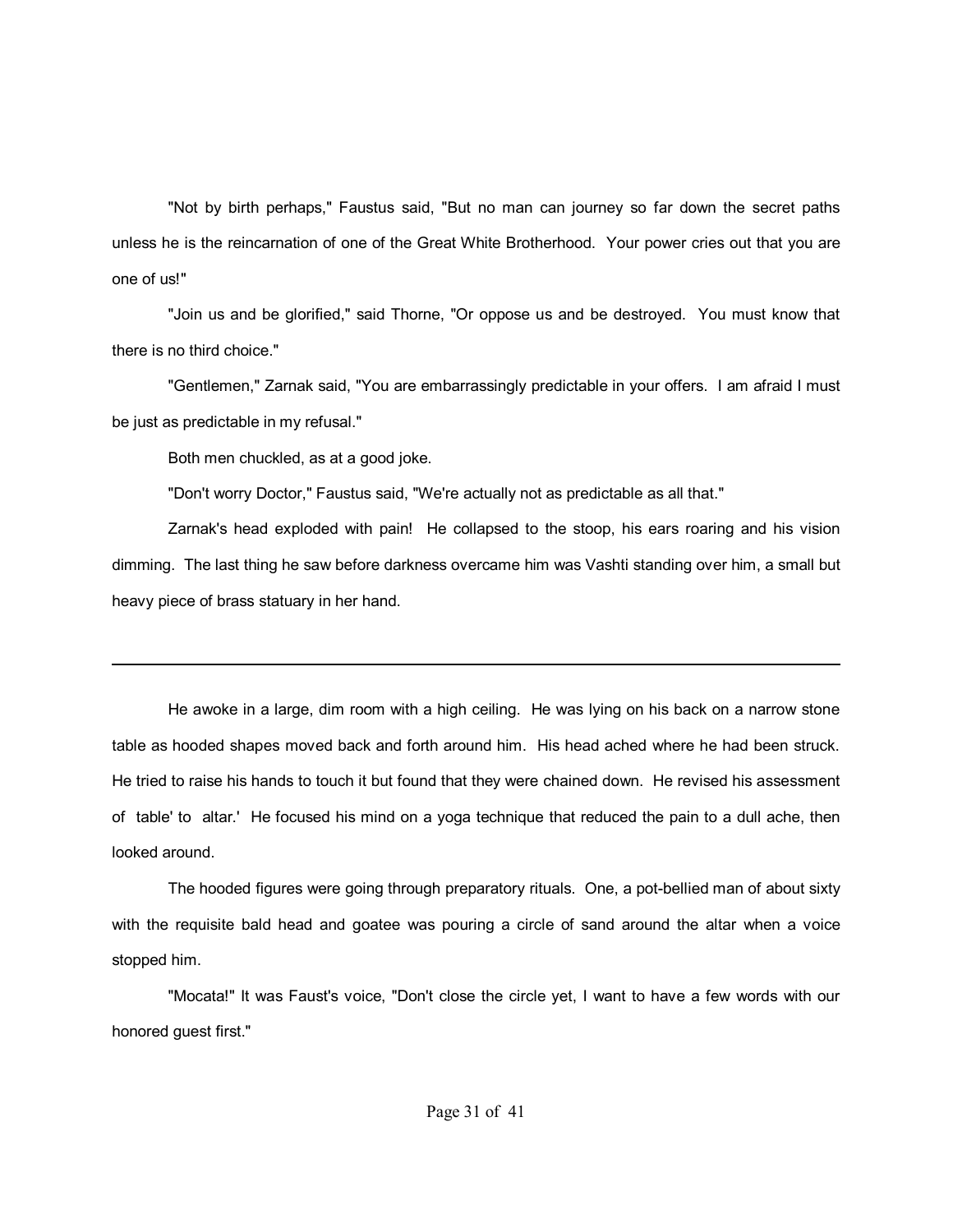"Not by birth perhaps," Faustus said, "But no man can journey so far down the secret paths unless he is the reincarnation of one of the Great White Brotherhood. Your power cries out that you are one of us!"

"Join us and be glorified," said Thorne, "Or oppose us and be destroyed. You must know that there is no third choice."

"Gentlemen," Zarnak said, "You are embarrassingly predictable in your offers. I am afraid I must be just as predictable in my refusal."

Both men chuckled, as at a good joke.

"Don't worry Doctor," Faustus said, "We're actually not as predictable as all that."

Zarnak's head exploded with pain! He collapsed to the stoop, his ears roaring and his vision dimming. The last thing he saw before darkness overcame him was Vashti standing over him, a small but heavy piece of brass statuary in her hand.

---

He awoke in a large, dim room with a high ceiling. He was lying on his back on a narrow stone table as hooded shapes moved back and forth around him. His head ached where he had been struck. He tried to raise his hands to touch it but found that they were chained down. He revised his assessment of table' to altar.' He focused his mind on a yoga technique that reduced the pain to a dull ache, then looked around.

The hooded figures were going through preparatory rituals. One, a pot-bellied man of about sixty with the requisite bald head and goatee was pouring a circle of sand around the altar when a voice stopped him.

"Mocata!" It was Faust's voice, "Don't close the circle yet, I want to have a few words with our honored guest first."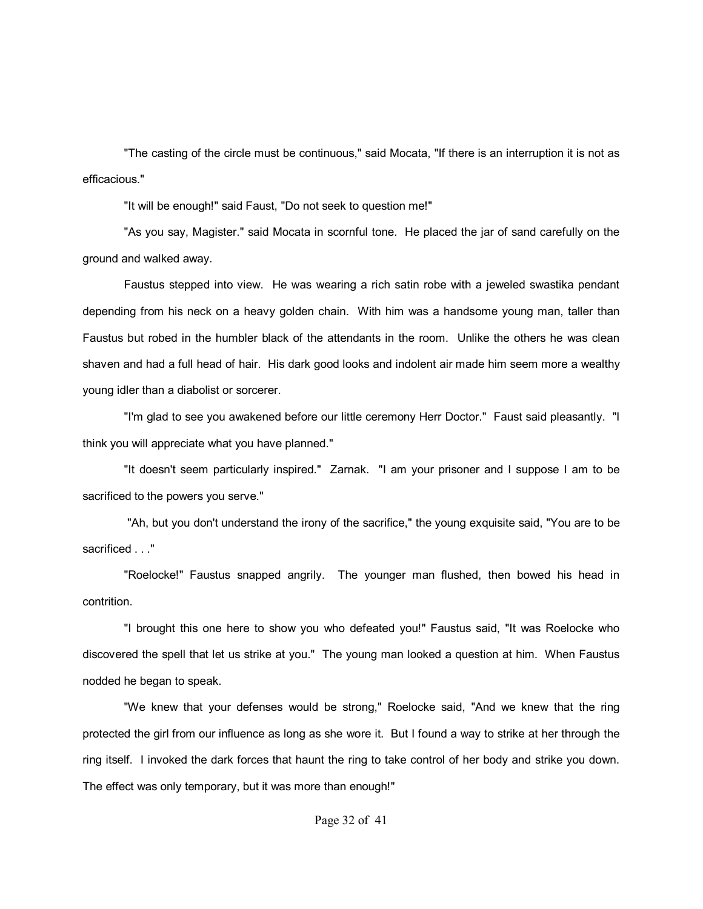"The casting of the circle must be continuous," said Mocata, "If there is an interruption it is not as efficacious."

"It will be enough!" said Faust, "Do not seek to question me!"

"As you say, Magister." said Mocata in scornful tone. He placed the jar of sand carefully on the ground and walked away.

Faustus stepped into view. He was wearing a rich satin robe with a jeweled swastika pendant depending from his neck on a heavy golden chain. With him was a handsome young man, taller than Faustus but robed in the humbler black of the attendants in the room. Unlike the others he was clean shaven and had a full head of hair. His dark good looks and indolent air made him seem more a wealthy young idler than a diabolist or sorcerer.

"I'm glad to see you awakened before our little ceremony Herr Doctor." Faust said pleasantly. "I think you will appreciate what you have planned."

"It doesn't seem particularly inspired." Zarnak. "I am your prisoner and I suppose I am to be sacrificed to the powers you serve."

"Ah, but you don't understand the irony of the sacrifice," the young exquisite said, "You are to be sacrificed . . ."

"Roelocke!" Faustus snapped angrily. The younger man flushed, then bowed his head in contrition.

"I brought this one here to show you who defeated you!" Faustus said, "It was Roelocke who discovered the spell that let us strike at you." The young man looked a question at him. When Faustus nodded he began to speak.

"We knew that your defenses would be strong," Roelocke said, "And we knew that the ring protected the girl from our influence as long as she wore it. But I found a way to strike at her through the ring itself. I invoked the dark forces that haunt the ring to take control of her body and strike you down. The effect was only temporary, but it was more than enough!"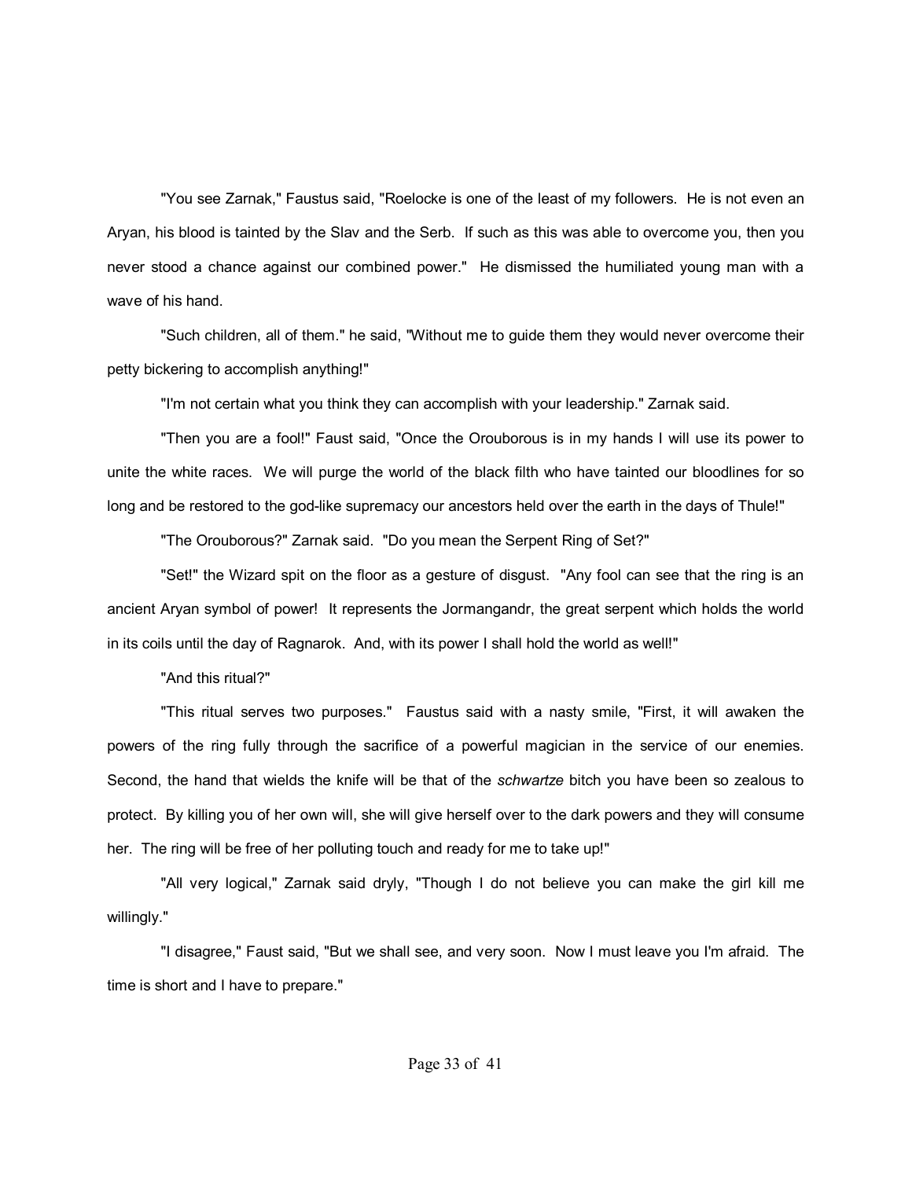"You see Zarnak," Faustus said, "Roelocke is one of the least of my followers. He is not even an Aryan, his blood is tainted by the Slav and the Serb. If such as this was able to overcome you, then you never stood a chance against our combined power." He dismissed the humiliated young man with a wave of his hand.

"Such children, all of them." he said, "Without me to guide them they would never overcome their petty bickering to accomplish anything!"

"I'm not certain what you think they can accomplish with your leadership." Zarnak said.

"Then you are a fool!" Faust said, "Once the Orouborous is in my hands I will use its power to unite the white races. We will purge the world of the black filth who have tainted our bloodlines for so long and be restored to the god-like supremacy our ancestors held over the earth in the days of Thule!"

"The Orouborous?" Zarnak said. "Do you mean the Serpent Ring of Set?"

"Set!" the Wizard spit on the floor as a gesture of disgust. "Any fool can see that the ring is an ancient Aryan symbol of power! It represents the Jormangandr, the great serpent which holds the world in its coils until the day of Ragnarok. And, with its power I shall hold the world as well!"

"And this ritual?"

"This ritual serves two purposes." Faustus said with a nasty smile, "First, it will awaken the powers of the ring fully through the sacrifice of a powerful magician in the service of our enemies. Second, the hand that wields the knife will be that of the *schwartze* bitch you have been so zealous to protect. By killing you of her own will, she will give herself over to the dark powers and they will consume her. The ring will be free of her polluting touch and ready for me to take up!"

"All very logical," Zarnak said dryly, "Though I do not believe you can make the girl kill me willingly."

"I disagree," Faust said, "But we shall see, and very soon. Now I must leave you I'm afraid. The time is short and I have to prepare."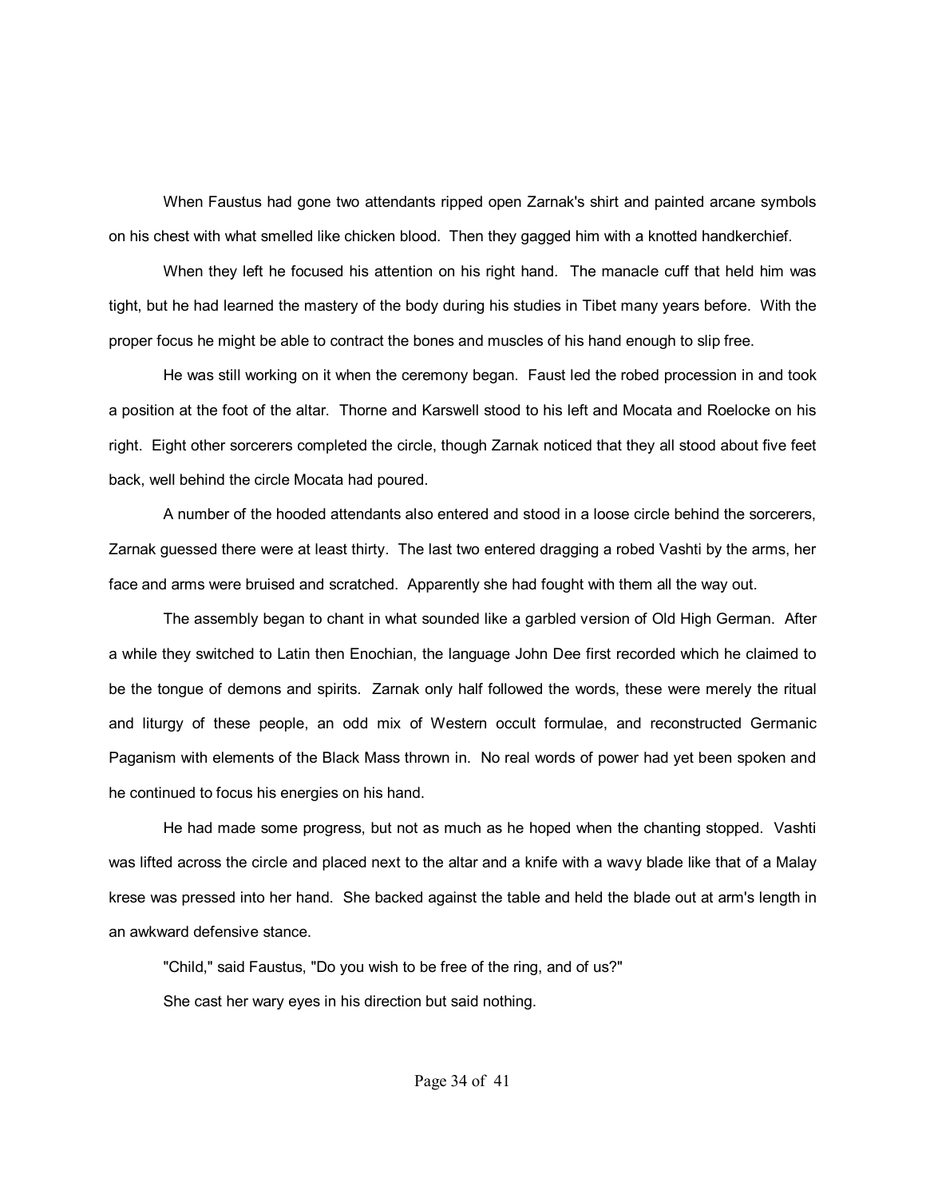When Faustus had gone two attendants ripped open Zarnak's shirt and painted arcane symbols on his chest with what smelled like chicken blood. Then they gagged him with a knotted handkerchief.

When they left he focused his attention on his right hand. The manacle cuff that held him was tight, but he had learned the mastery of the body during his studies in Tibet many years before. With the proper focus he might be able to contract the bones and muscles of his hand enough to slip free.

He was still working on it when the ceremony began. Faust led the robed procession in and took a position at the foot of the altar. Thorne and Karswell stood to his left and Mocata and Roelocke on his right. Eight other sorcerers completed the circle, though Zarnak noticed that they all stood about five feet back, well behind the circle Mocata had poured.

A number of the hooded attendants also entered and stood in a loose circle behind the sorcerers, Zarnak guessed there were at least thirty. The last two entered dragging a robed Vashti by the arms, her face and arms were bruised and scratched. Apparently she had fought with them all the way out.

The assembly began to chant in what sounded like a garbled version of Old High German. After a while they switched to Latin then Enochian, the language John Dee first recorded which he claimed to be the tongue of demons and spirits. Zarnak only half followed the words, these were merely the ritual and liturgy of these people, an odd mix of Western occult formulae, and reconstructed Germanic Paganism with elements of the Black Mass thrown in. No real words of power had yet been spoken and he continued to focus his energies on his hand.

He had made some progress, but not as much as he hoped when the chanting stopped. Vashti was lifted across the circle and placed next to the altar and a knife with a wavy blade like that of a Malay krese was pressed into her hand. She backed against the table and held the blade out at arm's length in an awkward defensive stance.

"Child," said Faustus, "Do you wish to be free of the ring, and of us?"

She cast her wary eyes in his direction but said nothing.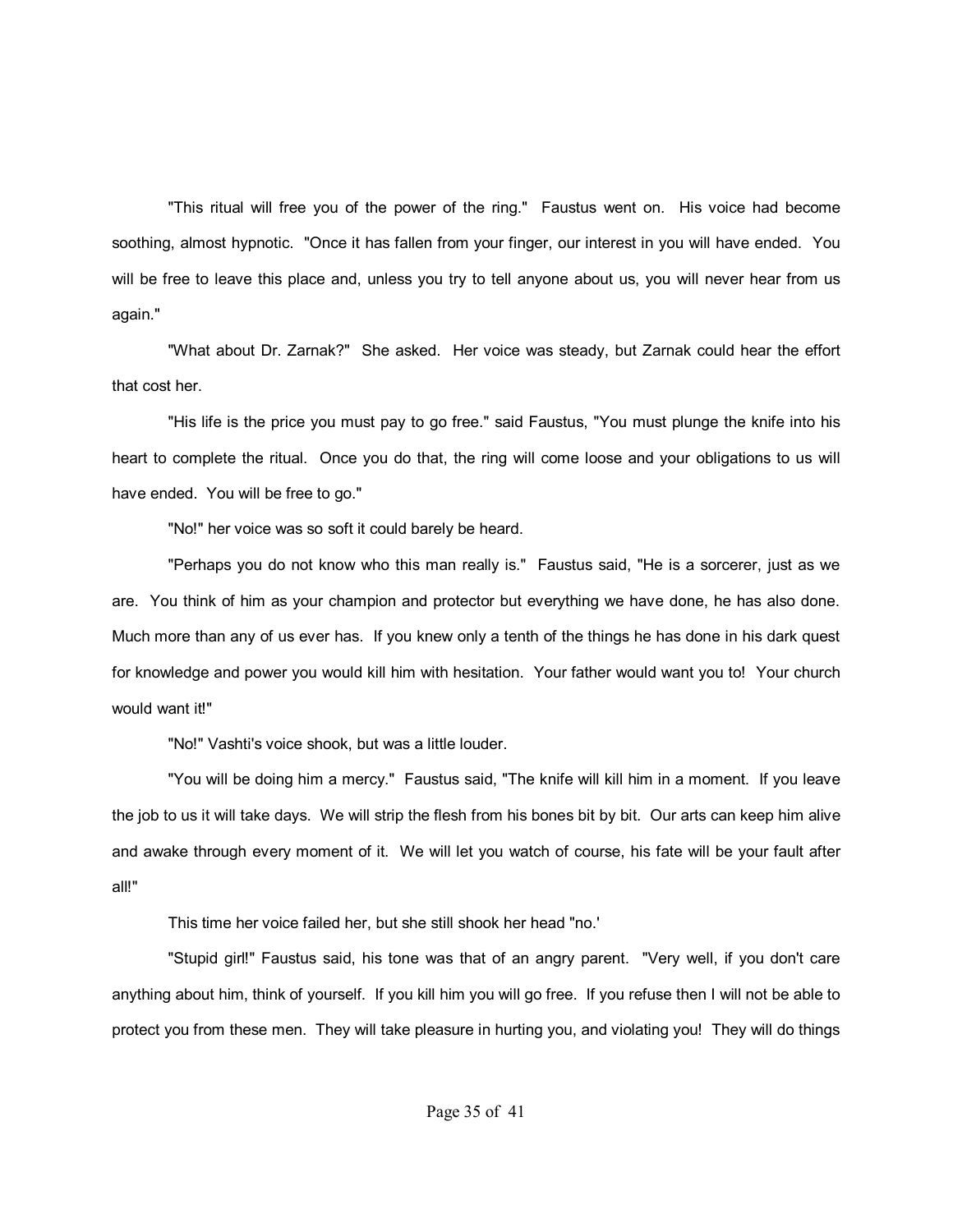"This ritual will free you of the power of the ring." Faustus went on. His voice had become soothing, almost hypnotic. "Once it has fallen from your finger, our interest in you will have ended. You will be free to leave this place and, unless you try to tell anyone about us, you will never hear from us again."

"What about Dr. Zarnak?" She asked. Her voice was steady, but Zarnak could hear the effort that cost her.

"His life is the price you must pay to go free." said Faustus, "You must plunge the knife into his heart to complete the ritual. Once you do that, the ring will come loose and your obligations to us will have ended. You will be free to go."

"No!" her voice was so soft it could barely be heard.

"Perhaps you do not know who this man really is." Faustus said, "He is a sorcerer, just as we are. You think of him as your champion and protector but everything we have done, he has also done. Much more than any of us ever has. If you knew only a tenth of the things he has done in his dark quest for knowledge and power you would kill him with hesitation. Your father would want you to! Your church would want it!"

"No!" Vashti's voice shook, but was a little louder.

"You will be doing him a mercy." Faustus said, "The knife will kill him in a moment. If you leave the job to us it will take days. We will strip the flesh from his bones bit by bit. Our arts can keep him alive and awake through every moment of it. We will let you watch of course, his fate will be your fault after all!"

This time her voice failed her, but she still shook her head "no.'

"Stupid girl!" Faustus said, his tone was that of an angry parent. "Very well, if you don't care anything about him, think of yourself. If you kill him you will go free. If you refuse then I will not be able to protect you from these men. They will take pleasure in hurting you, and violating you! They will do things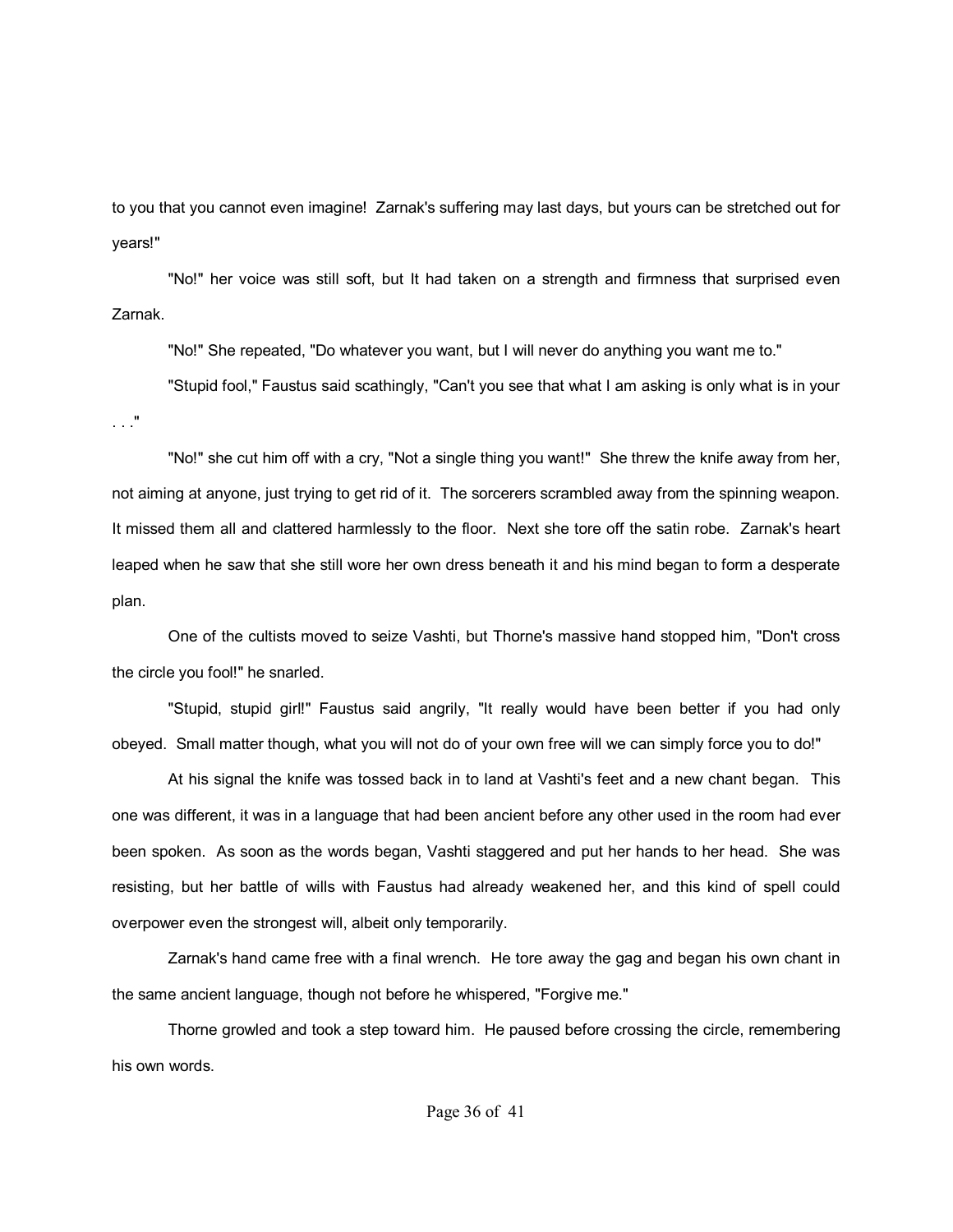to you that you cannot even imagine! Zarnak's suffering may last days, but yours can be stretched out for years!"

"No!" her voice was still soft, but It had taken on a strength and firmness that surprised even Zarnak.

"No!" She repeated, "Do whatever you want, but I will never do anything you want me to."

"Stupid fool," Faustus said scathingly, "Can't you see that what I am asking is only what is in your . . ."

"No!" she cut him off with a cry, "Not a single thing you want!" She threw the knife away from her, not aiming at anyone, just trying to get rid of it. The sorcerers scrambled away from the spinning weapon. It missed them all and clattered harmlessly to the floor. Next she tore off the satin robe. Zarnak's heart leaped when he saw that she still wore her own dress beneath it and his mind began to form a desperate plan.

One of the cultists moved to seize Vashti, but Thorne's massive hand stopped him, "Don't cross the circle you fool!" he snarled.

"Stupid, stupid girl!" Faustus said angrily, "It really would have been better if you had only obeyed. Small matter though, what you will not do of your own free will we can simply force you to do!"

At his signal the knife was tossed back in to land at Vashti's feet and a new chant began. This one was different, it was in a language that had been ancient before any other used in the room had ever been spoken. As soon as the words began, Vashti staggered and put her hands to her head. She was resisting, but her battle of wills with Faustus had already weakened her, and this kind of spell could overpower even the strongest will, albeit only temporarily.

Zarnak's hand came free with a final wrench. He tore away the gag and began his own chant in the same ancient language, though not before he whispered, "Forgive me."

Thorne growled and took a step toward him. He paused before crossing the circle, remembering his own words.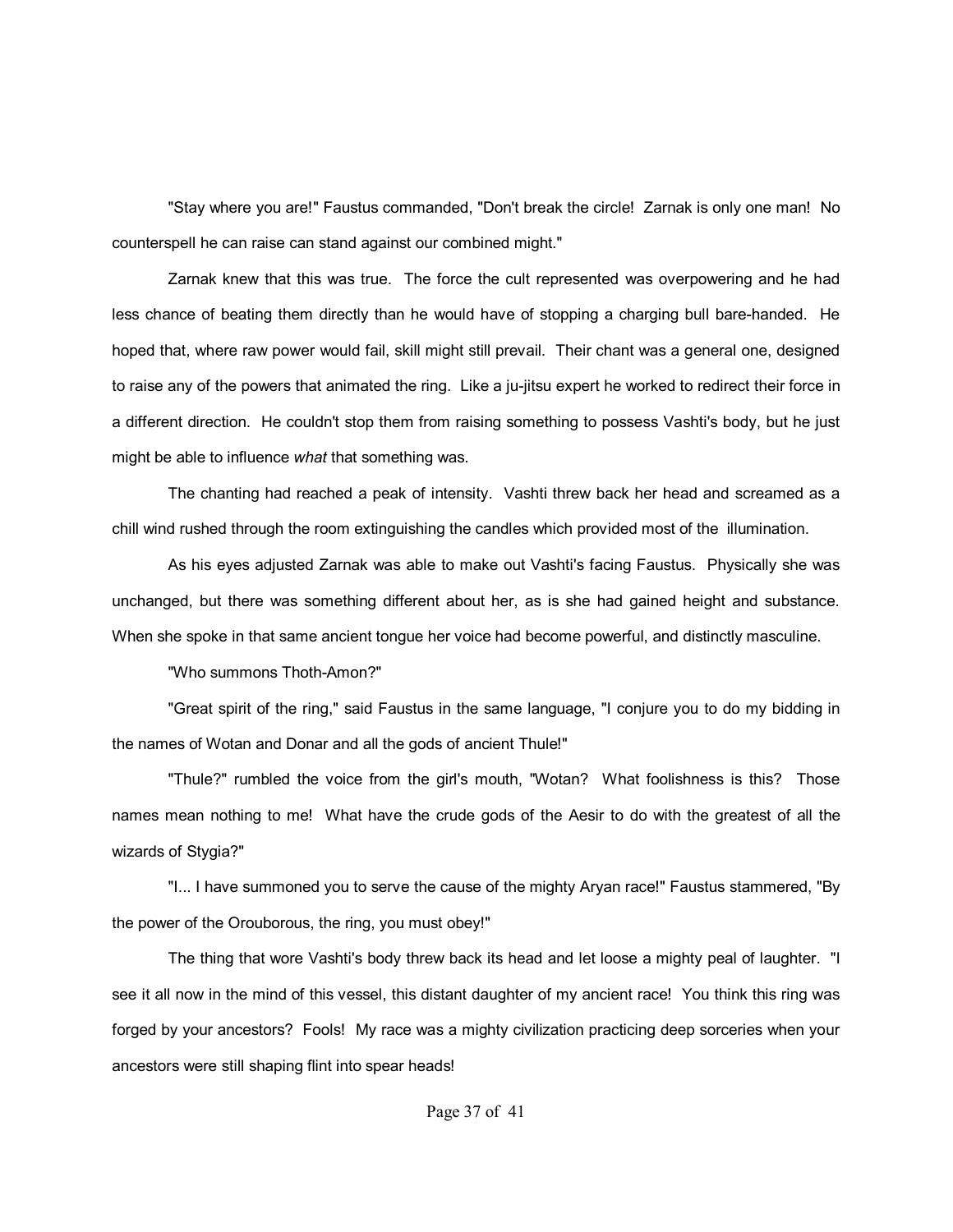"Stay where you are!" Faustus commanded, "Don't break the circle! Zarnak is only one man! No counterspell he can raise can stand against our combined might."

Zarnak knew that this was true. The force the cult represented was overpowering and he had less chance of beating them directly than he would have of stopping a charging bull bare-handed. He hoped that, where raw power would fail, skill might still prevail. Their chant was a general one, designed to raise any of the powers that animated the ring. Like a ju-jitsu expert he worked to redirect their force in a different direction. He couldn't stop them from raising something to possess Vashti's body, but he just might be able to influence *what* that something was.

The chanting had reached a peak of intensity. Vashti threw back her head and screamed as a chill wind rushed through the room extinguishing the candles which provided most of the illumination.

As his eyes adjusted Zarnak was able to make out Vashti's facing Faustus. Physically she was unchanged, but there was something different about her, as is she had gained height and substance. When she spoke in that same ancient tongue her voice had become powerful, and distinctly masculine.

"Who summons Thoth-Amon?"

"Great spirit of the ring," said Faustus in the same language, "I conjure you to do my bidding in the names of Wotan and Donar and all the gods of ancient Thule!"

"Thule?" rumbled the voice from the girl's mouth, "Wotan? What foolishness is this? Those names mean nothing to me! What have the crude gods of the Aesir to do with the greatest of all the wizards of Stygia?"

"I... I have summoned you to serve the cause of the mighty Aryan race!" Faustus stammered, "By the power of the Orouborous, the ring, you must obey!"

The thing that wore Vashti's body threw back its head and let loose a mighty peal of laughter. "I see it all now in the mind of this vessel, this distant daughter of my ancient race! You think this ring was forged by your ancestors? Fools! My race was a mighty civilization practicing deep sorceries when your ancestors were still shaping flint into spear heads!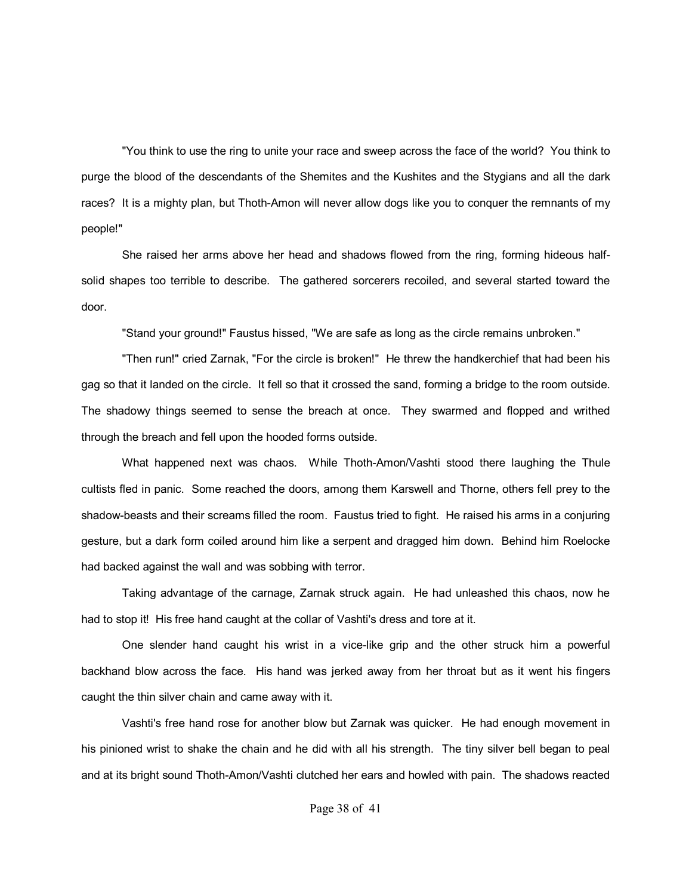"You think to use the ring to unite your race and sweep across the face of the world? You think to purge the blood of the descendants of the Shemites and the Kushites and the Stygians and all the dark races? It is a mighty plan, but Thoth-Amon will never allow dogs like you to conquer the remnants of my people!"

She raised her arms above her head and shadows flowed from the ring, forming hideous half-solid shapes too terrible to describe. The gathered sorcerers recoiled, and several started toward the door.

"Stand your ground!" Faustus hissed, "We are safe as long as the circle remains unbroken."

"Then run!" cried Zarnak, "For the circle is broken!" He threw the handkerchief that had been his gag so that it landed on the circle. It fell so that it crossed the sand, forming a bridge to the room outside. The shadowy things seemed to sense the breach at once. They swarmed and flopped and writhed through the breach and fell upon the hooded forms outside.

What happened next was chaos. While Thoth-Amon/Vashti stood there laughing the Thule cultists fled in panic. Some reached the doors, among them Karswell and Thorne, others fell prey to the shadow-beasts and their screams filled the room. Faustus tried to fight. He raised his arms in a conjuring gesture, but a dark form coiled around him like a serpent and dragged him down. Behind him Roelocke had backed against the wall and was sobbing with terror.

Taking advantage of the carnage, Zarnak struck again. He had unleashed this chaos, now he had to stop it! His free hand caught at the collar of Vashti's dress and tore at it.

One slender hand caught his wrist in a vice-like grip and the other struck him a powerful backhand blow across the face. His hand was jerked away from her throat but as it went his fingers caught the thin silver chain and came away with it.

Vashti's free hand rose for another blow but Zarnak was quicker. He had enough movement in his pinioned wrist to shake the chain and he did with all his strength. The tiny silver bell began to peal and at its bright sound Thoth-Amon/Vashti clutched her ears and howled with pain. The shadows reacted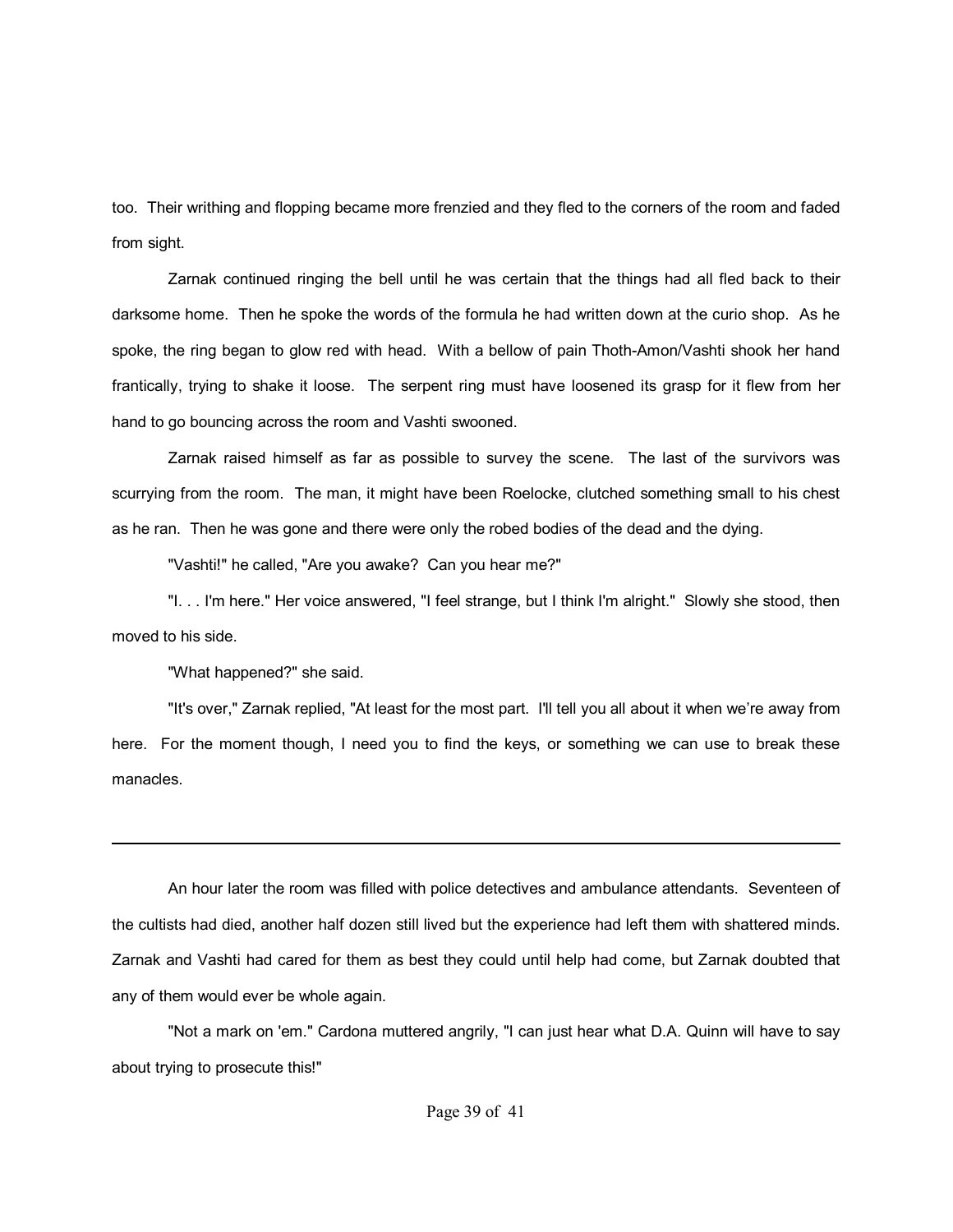too. Their writhing and flopping became more frenzied and they fled to the corners of the room and faded from sight.

Zarnak continued ringing the bell until he was certain that the things had all fled back to their darksome home. Then he spoke the words of the formula he had written down at the curio shop. As he spoke, the ring began to glow red with head. With a bellow of pain Thoth-Amon/Vashti shook her hand frantically, trying to shake it loose. The serpent ring must have loosened its grasp for it flew from her hand to go bouncing across the room and Vashti swooned.

Zarnak raised himself as far as possible to survey the scene. The last of the survivors was scurrying from the room. The man, it might have been Roelocke, clutched something small to his chest as he ran. Then he was gone and there were only the robed bodies of the dead and the dying.

"Vashti!" he called, "Are you awake? Can you hear me?"

"I. . . I'm here." Her voice answered, "I feel strange, but I think I'm alright." Slowly she stood, then moved to his side.

"What happened?" she said.

"It's over," Zarnak replied, "At least for the most part. I'll tell you all about it when we're away from here. For the moment though, I need you to find the keys, or something we can use to break these manacles.

---

An hour later the room was filled with police detectives and ambulance attendants. Seventeen of the cultists had died, another half dozen still lived but the experience had left them with shattered minds. Zarnak and Vashti had cared for them as best they could until help had come, but Zarnak doubted that any of them would ever be whole again.

"Not a mark on 'em." Cardona muttered angrily, "I can just hear what D.A. Quinn will have to say about trying to prosecute this!"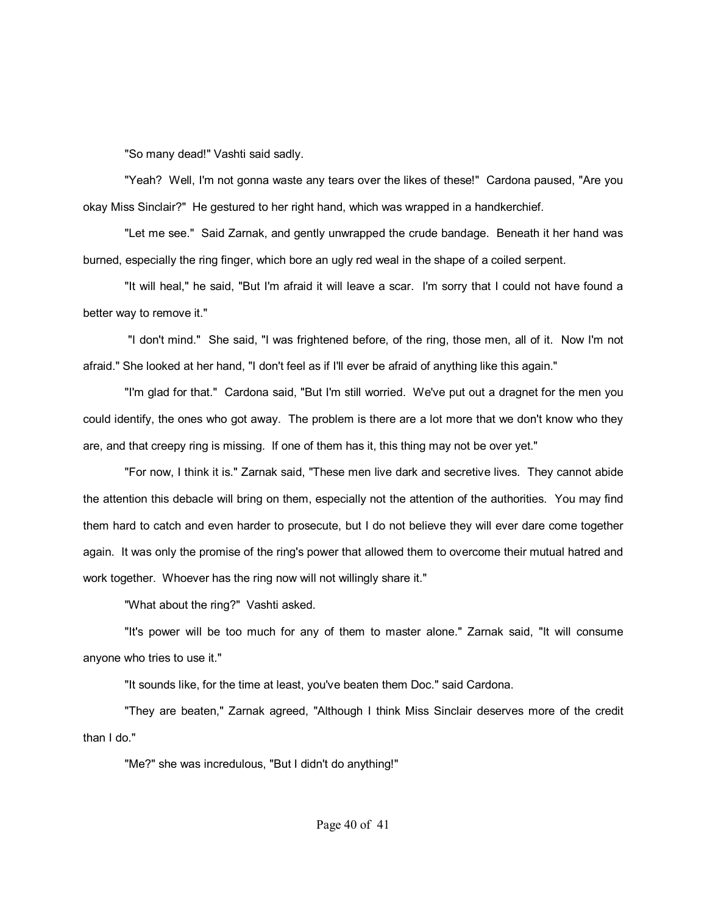"So many dead!" Vashti said sadly.

"Yeah? Well, I'm not gonna waste any tears over the likes of these!" Cardona paused, "Are you okay Miss Sinclair?" He gestured to her right hand, which was wrapped in a handkerchief.

"Let me see." Said Zarnak, and gently unwrapped the crude bandage. Beneath it her hand was burned, especially the ring finger, which bore an ugly red weal in the shape of a coiled serpent.

"It will heal," he said, "But I'm afraid it will leave a scar. I'm sorry that I could not have found a better way to remove it."

"I don't mind." She said, "I was frightened before, of the ring, those men, all of it. Now I'm not afraid." She looked at her hand, "I don't feel as if I'll ever be afraid of anything like this again."

"I'm glad for that." Cardona said, "But I'm still worried. We've put out a dragnet for the men you could identify, the ones who got away. The problem is there are a lot more that we don't know who they are, and that creepy ring is missing. If one of them has it, this thing may not be over yet."

"For now, I think it is." Zarnak said, "These men live dark and secretive lives. They cannot abide the attention this debacle will bring on them, especially not the attention of the authorities. You may find them hard to catch and even harder to prosecute, but I do not believe they will ever dare come together again. It was only the promise of the ring's power that allowed them to overcome their mutual hatred and work together. Whoever has the ring now will not willingly share it."

"What about the ring?" Vashti asked.

"It's power will be too much for any of them to master alone." Zarnak said, "It will consume anyone who tries to use it."

"It sounds like, for the time at least, you've beaten them Doc." said Cardona.

"They are beaten," Zarnak agreed, "Although I think Miss Sinclair deserves more of the credit than I do."

"Me?" she was incredulous, "But I didn't do anything!"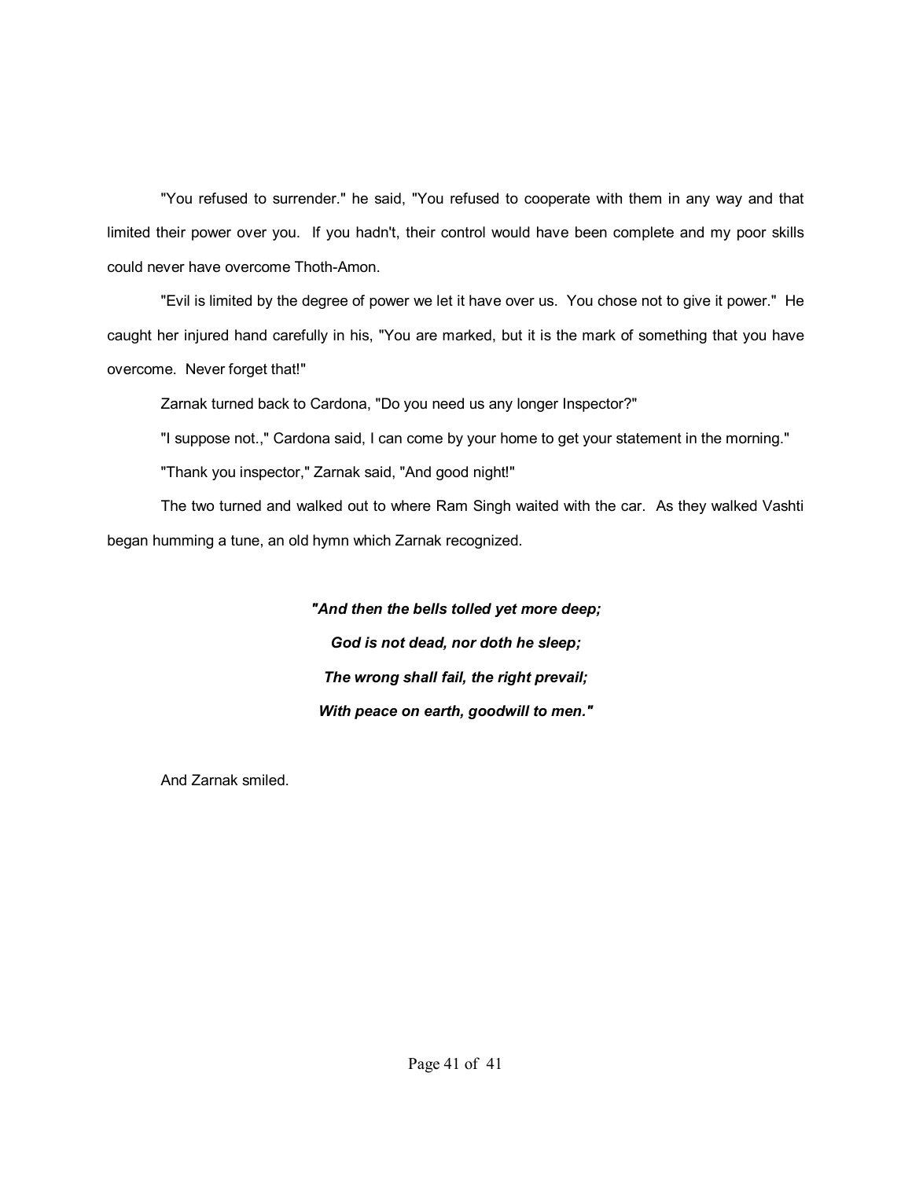"You refused to surrender." he said, "You refused to cooperate with them in any way and that limited their power over you. If you hadn't, their control would have been complete and my poor skills could never have overcome Thoth-Amon.

"Evil is limited by the degree of power we let it have over us. You chose not to give it power." He caught her injured hand carefully in his, "You are marked, but it is the mark of something that you have overcome. Never forget that!"

Zarnak turned back to Cardona, "Do you need us any longer Inspector?"

"I suppose not.," Cardona said, I can come by your home to get your statement in the morning."

"Thank you inspector," Zarnak said, "And good night!"

The two turned and walked out to where Ram Singh waited with the car. As they walked Vashti began humming a tune, an old hymn which Zarnak recognized.

***"And then the bells tolled yet more deep;***

***God is not dead, nor doth he sleep;***

***The wrong shall fail, the right prevail;***

***With peace on earth, goodwill to men."***

And Zarnak smiled.